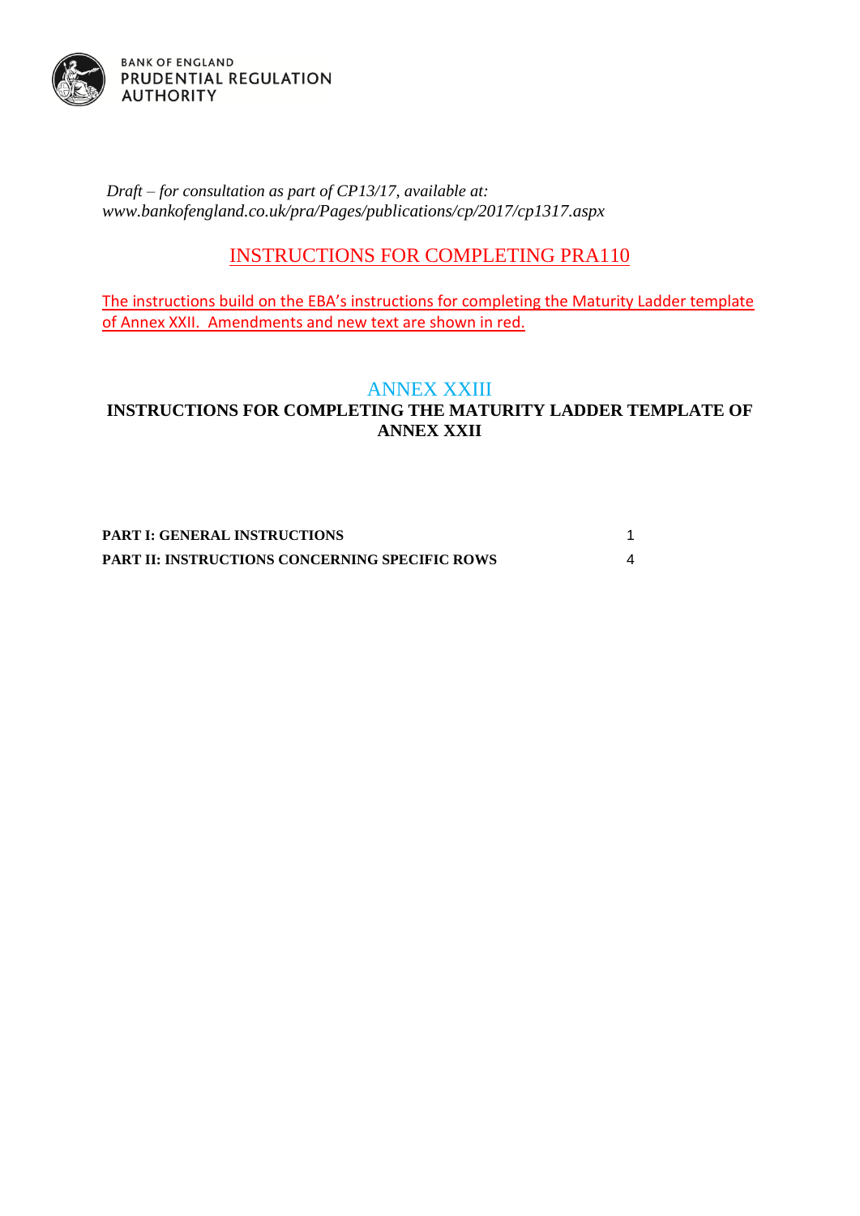BANK OF ENGLAND
PRUDENTIAL REGULATION
AUTHORITY

*Draft – for consultation as part of CP13/17, available at: www.bankofengland.co.uk/pra/Pages/publications/cp/2017/cp1317.aspx*

# INSTRUCTIONS FOR COMPLETING PRA110

The instructions build on the EBA's instructions for completing the Maturity Ladder template of Annex XXII. Amendments and new text are shown in red.

## ANNEX XXIII

## INSTRUCTIONS FOR COMPLETING THE MATURITY LADDER TEMPLATE OF ANNEX XXII

| | |
|---|---|
| **PART I: GENERAL INSTRUCTIONS** | 1 |
| **PART II: INSTRUCTIONS CONCERNING SPECIFIC ROWS** | 4 |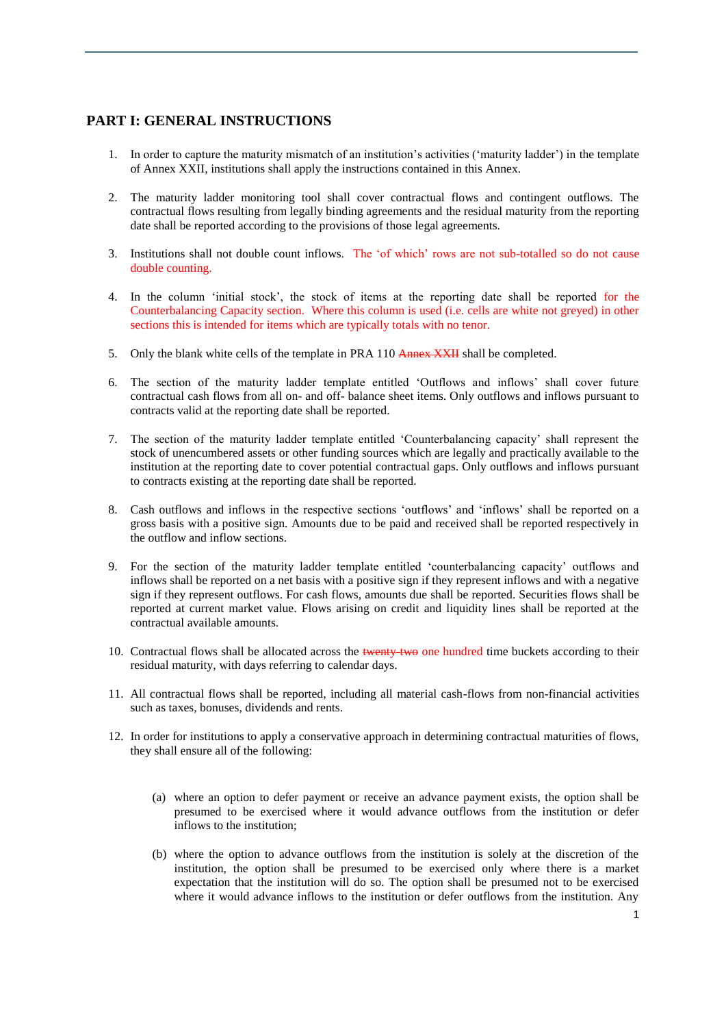## PART I: GENERAL INSTRUCTIONS

1. In order to capture the maturity mismatch of an institution's activities ('maturity ladder') in the template of Annex XXII, institutions shall apply the instructions contained in this Annex.

2. The maturity ladder monitoring tool shall cover contractual flows and contingent outflows. The contractual flows resulting from legally binding agreements and the residual maturity from the reporting date shall be reported according to the provisions of those legal agreements.

3. Institutions shall not double count inflows. The 'of which' rows are not sub-totalled so do not cause double counting.

4. In the column 'initial stock', the stock of items at the reporting date shall be reported for the Counterbalancing Capacity section. Where this column is used (i.e. cells are white not greyed) in other sections this is intended for items which are typically totals with no tenor.

5. Only the blank white cells of the template in PRA 110 ~~Annex XXII~~ shall be completed.

6. The section of the maturity ladder template entitled 'Outflows and inflows' shall cover future contractual cash flows from all on- and off- balance sheet items. Only outflows and inflows pursuant to contracts valid at the reporting date shall be reported.

7. The section of the maturity ladder template entitled 'Counterbalancing capacity' shall represent the stock of unencumbered assets or other funding sources which are legally and practically available to the institution at the reporting date to cover potential contractual gaps. Only outflows and inflows pursuant to contracts existing at the reporting date shall be reported.

8. Cash outflows and inflows in the respective sections 'outflows' and 'inflows' shall be reported on a gross basis with a positive sign. Amounts due to be paid and received shall be reported respectively in the outflow and inflow sections.

9. For the section of the maturity ladder template entitled 'counterbalancing capacity' outflows and inflows shall be reported on a net basis with a positive sign if they represent inflows and with a negative sign if they represent outflows. For cash flows, amounts due shall be reported. Securities flows shall be reported at current market value. Flows arising on credit and liquidity lines shall be reported at the contractual available amounts.

10. Contractual flows shall be allocated across the ~~twenty-two~~ one hundred time buckets according to their residual maturity, with days referring to calendar days.

11. All contractual flows shall be reported, including all material cash-flows from non-financial activities such as taxes, bonuses, dividends and rents.

12. In order for institutions to apply a conservative approach in determining contractual maturities of flows, they shall ensure all of the following:

    (a) where an option to defer payment or receive an advance payment exists, the option shall be presumed to be exercised where it would advance outflows from the institution or defer inflows to the institution;

    (b) where the option to advance outflows from the institution is solely at the discretion of the institution, the option shall be presumed to be exercised only where there is a market expectation that the institution will do so. The option shall be presumed not to be exercised where it would advance inflows to the institution or defer outflows from the institution. Any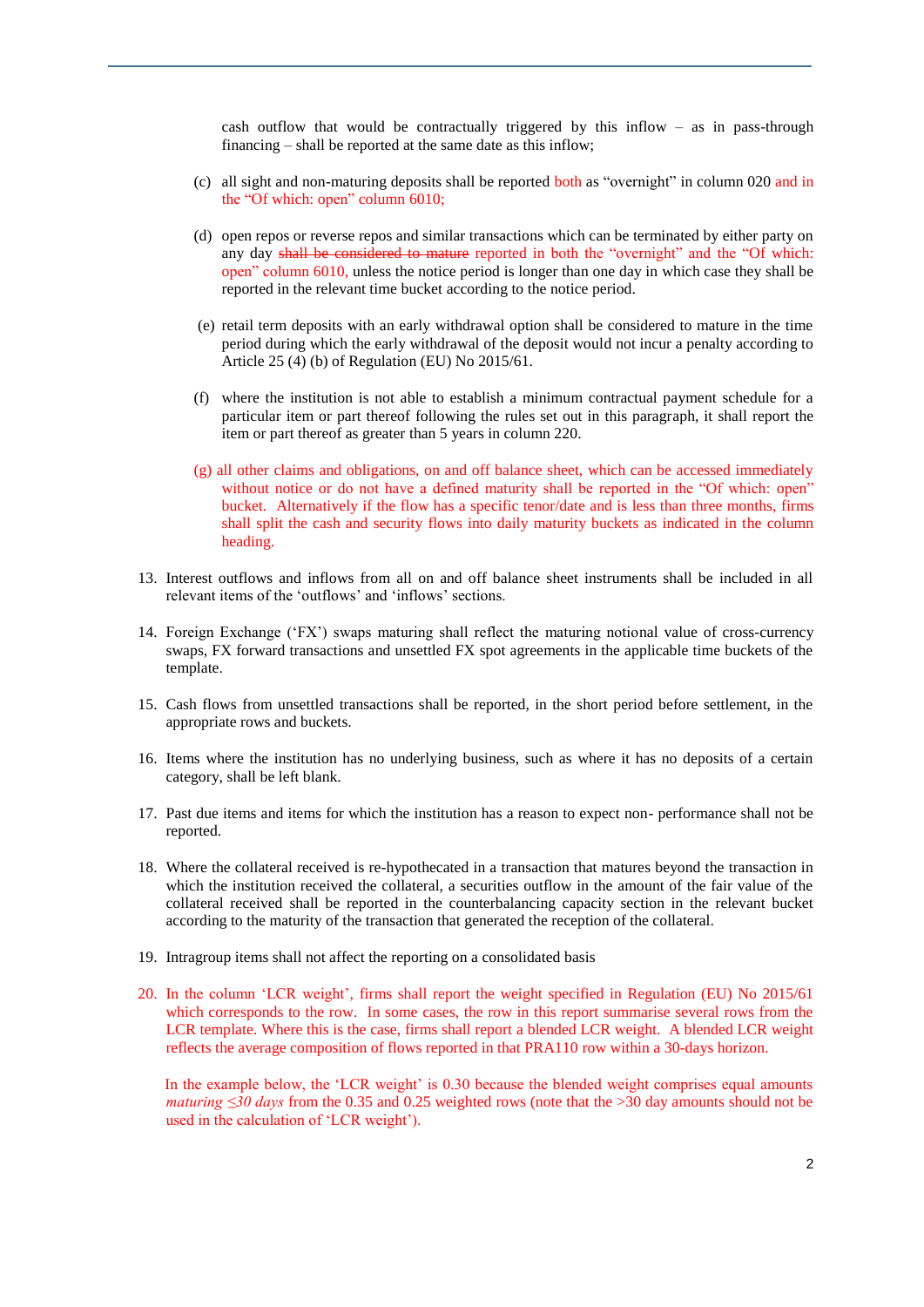cash outflow that would be contractually triggered by this inflow – as in pass-through financing – shall be reported at the same date as this inflow;

(c) all sight and non-maturing deposits shall be reported both as "overnight" in column 020 and in the "Of which: open" column 6010;

(d) open repos or reverse repos and similar transactions which can be terminated by either party on any day ~~shall be considered to mature~~ reported in both the "overnight" and the "Of which: open" column 6010, unless the notice period is longer than one day in which case they shall be reported in the relevant time bucket according to the notice period.

(e) retail term deposits with an early withdrawal option shall be considered to mature in the time period during which the early withdrawal of the deposit would not incur a penalty according to Article 25 (4) (b) of Regulation (EU) No 2015/61.

(f) where the institution is not able to establish a minimum contractual payment schedule for a particular item or part thereof following the rules set out in this paragraph, it shall report the item or part thereof as greater than 5 years in column 220.

(g) all other claims and obligations, on and off balance sheet, which can be accessed immediately without notice or do not have a defined maturity shall be reported in the "Of which: open" bucket. Alternatively if the flow has a specific tenor/date and is less than three months, firms shall split the cash and security flows into daily maturity buckets as indicated in the column heading.

13. Interest outflows and inflows from all on and off balance sheet instruments shall be included in all relevant items of the 'outflows' and 'inflows' sections.

14. Foreign Exchange ('FX') swaps maturing shall reflect the maturing notional value of cross-currency swaps, FX forward transactions and unsettled FX spot agreements in the applicable time buckets of the template.

15. Cash flows from unsettled transactions shall be reported, in the short period before settlement, in the appropriate rows and buckets.

16. Items where the institution has no underlying business, such as where it has no deposits of a certain category, shall be left blank.

17. Past due items and items for which the institution has a reason to expect non- performance shall not be reported.

18. Where the collateral received is re-hypothecated in a transaction that matures beyond the transaction in which the institution received the collateral, a securities outflow in the amount of the fair value of the collateral received shall be reported in the counterbalancing capacity section in the relevant bucket according to the maturity of the transaction that generated the reception of the collateral.

19. Intragroup items shall not affect the reporting on a consolidated basis

20. In the column 'LCR weight', firms shall report the weight specified in Regulation (EU) No 2015/61 which corresponds to the row. In some cases, the row in this report summarise several rows from the LCR template. Where this is the case, firms shall report a blended LCR weight. A blended LCR weight reflects the average composition of flows reported in that PRA110 row within a 30-days horizon.

    In the example below, the 'LCR weight' is 0.30 because the blended weight comprises equal amounts *maturing ≤30 days* from the 0.35 and 0.25 weighted rows (note that the >30 day amounts should not be used in the calculation of 'LCR weight').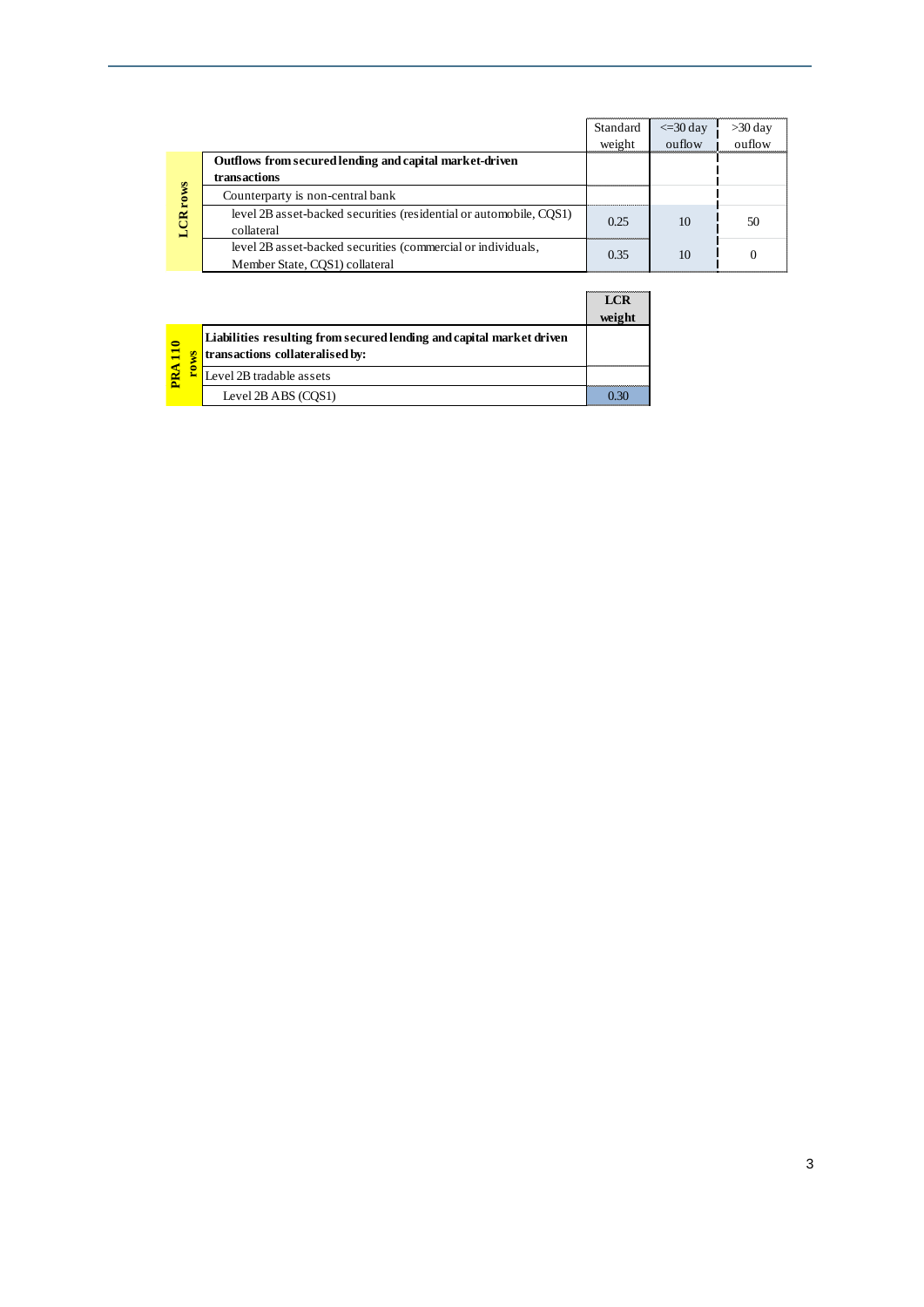| | | Standard weight | <=30 day ouflow | >30 day ouflow |
|---|---|---|---|---|
| LCR rows | **Outflows from secured lending and capital market-driven transactions** | | | |
| | Counterparty is non-central bank | | | |
| | level 2B asset-backed securities (residential or automobile, CQS1) collateral | 0.25 | 10 | 50 |
| | level 2B asset-backed securities (commercial or individuals, Member State, CQS1) collateral | 0.35 | 10 | 0 |

| | | **LCR weight** |
|---|---|---|
| PRA110 rows | **Liabilities resulting from secured lending and capital market driven transactions collateralised by:** | |
| | Level 2B tradable assets | |
| | Level 2B ABS (CQS1) | 0.30 |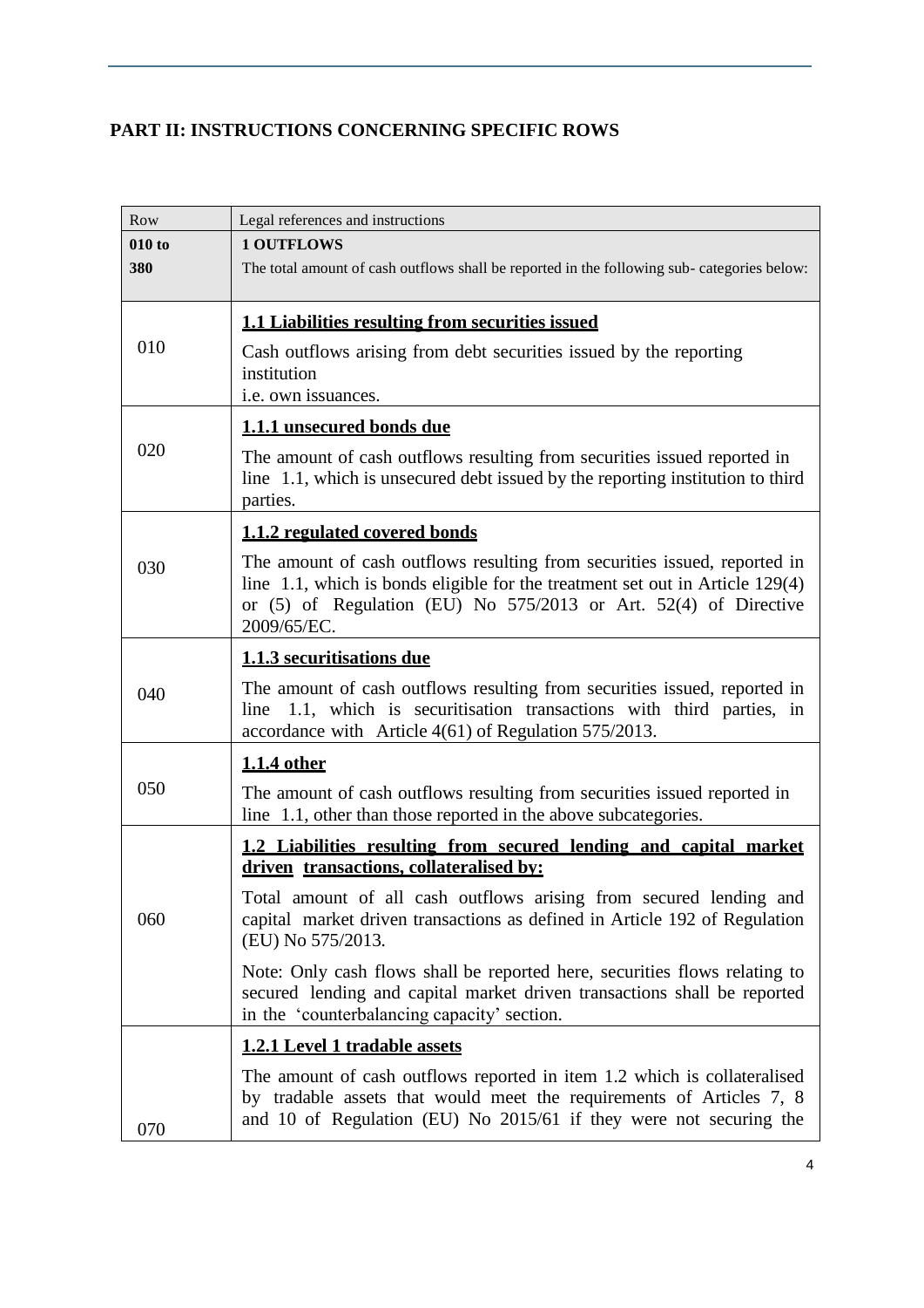## PART II: INSTRUCTIONS CONCERNING SPECIFIC ROWS

| Row | Legal references and instructions |
|---|---|
| **010 to 380** | **1 OUTFLOWS**<br>The total amount of cash outflows shall be reported in the following sub- categories below: |
| 010 | **1.1 Liabilities resulting from securities issued**<br>Cash outflows arising from debt securities issued by the reporting institution i.e. own issuances. |
| 020 | **1.1.1 unsecured bonds due**<br>The amount of cash outflows resulting from securities issued reported in line 1.1, which is unsecured debt issued by the reporting institution to third parties. |
| 030 | **1.1.2 regulated covered bonds**<br>The amount of cash outflows resulting from securities issued, reported in line 1.1, which is bonds eligible for the treatment set out in Article 129(4) or (5) of Regulation (EU) No 575/2013 or Art. 52(4) of Directive 2009/65/EC. |
| 040 | **1.1.3 securitisations due**<br>The amount of cash outflows resulting from securities issued, reported in line 1.1, which is securitisation transactions with third parties, in accordance with Article 4(61) of Regulation 575/2013. |
| 050 | **1.1.4 other**<br>The amount of cash outflows resulting from securities issued reported in line 1.1, other than those reported in the above subcategories. |
| 060 | **1.2 Liabilities resulting from secured lending and capital market driven transactions, collateralised by:**<br>Total amount of all cash outflows arising from secured lending and capital market driven transactions as defined in Article 192 of Regulation (EU) No 575/2013.<br>Note: Only cash flows shall be reported here, securities flows relating to secured lending and capital market driven transactions shall be reported in the 'counterbalancing capacity' section. |
| 070 | **1.2.1 Level 1 tradable assets**<br>The amount of cash outflows reported in item 1.2 which is collateralised by tradable assets that would meet the requirements of Articles 7, 8 and 10 of Regulation (EU) No 2015/61 if they were not securing the |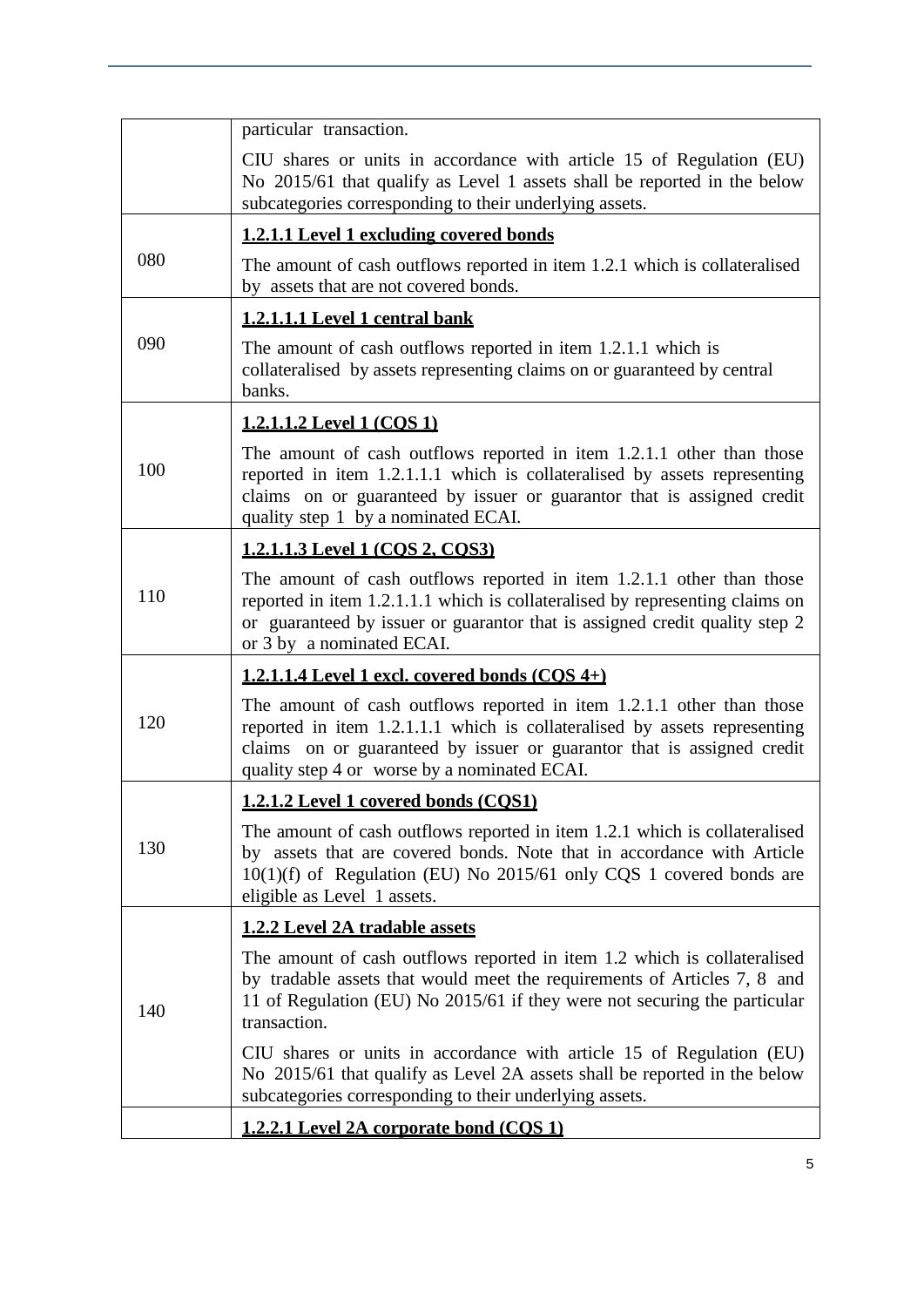| | |
|---|---|
| | particular transaction.<br><br>CIU shares or units in accordance with article 15 of Regulation (EU) No 2015/61 that qualify as Level 1 assets shall be reported in the below subcategories corresponding to their underlying assets. |
| 080 | **<u>1.2.1.1 Level 1 excluding covered bonds</u>**<br><br>The amount of cash outflows reported in item 1.2.1 which is collateralised by assets that are not covered bonds. |
| 090 | **<u>1.2.1.1.1 Level 1 central bank</u>**<br><br>The amount of cash outflows reported in item 1.2.1.1 which is collateralised by assets representing claims on or guaranteed by central banks. |
| 100 | **<u>1.2.1.1.2 Level 1 (CQS 1)</u>**<br><br>The amount of cash outflows reported in item 1.2.1.1 other than those reported in item 1.2.1.1.1 which is collateralised by assets representing claims on or guaranteed by issuer or guarantor that is assigned credit quality step 1 by a nominated ECAI. |
| 110 | **<u>1.2.1.1.3 Level 1 (CQS 2, CQS3)</u>**<br><br>The amount of cash outflows reported in item 1.2.1.1 other than those reported in item 1.2.1.1.1 which is collateralised by representing claims on or guaranteed by issuer or guarantor that is assigned credit quality step 2 or 3 by a nominated ECAI. |
| 120 | **<u>1.2.1.1.4 Level 1 excl. covered bonds (CQS 4+)</u>**<br><br>The amount of cash outflows reported in item 1.2.1.1 other than those reported in item 1.2.1.1.1 which is collateralised by assets representing claims on or guaranteed by issuer or guarantor that is assigned credit quality step 4 or worse by a nominated ECAI. |
| 130 | **<u>1.2.1.2 Level 1 covered bonds (CQS1)</u>**<br><br>The amount of cash outflows reported in item 1.2.1 which is collateralised by assets that are covered bonds. Note that in accordance with Article 10(1)(f) of Regulation (EU) No 2015/61 only CQS 1 covered bonds are eligible as Level 1 assets. |
| 140 | **<u>1.2.2 Level 2A tradable assets</u>**<br><br>The amount of cash outflows reported in item 1.2 which is collateralised by tradable assets that would meet the requirements of Articles 7, 8 and 11 of Regulation (EU) No 2015/61 if they were not securing the particular transaction.<br><br>CIU shares or units in accordance with article 15 of Regulation (EU) No 2015/61 that qualify as Level 2A assets shall be reported in the below subcategories corresponding to their underlying assets. |
| | **<u>1.2.2.1 Level 2A corporate bond (CQS 1)</u>** |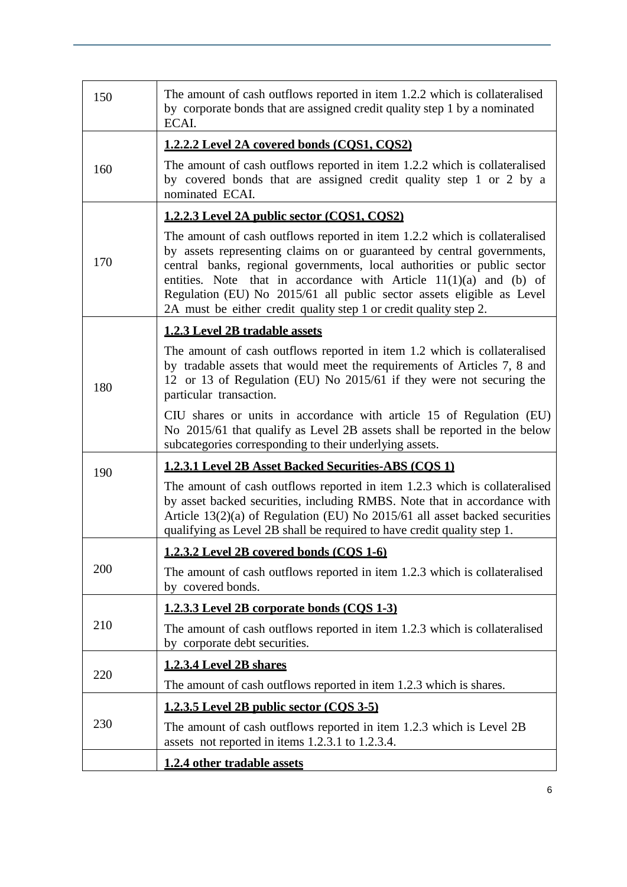| | |
|---|---|
| 150 | The amount of cash outflows reported in item 1.2.2 which is collateralised by corporate bonds that are assigned credit quality step 1 by a nominated ECAI. |
| 160 | **<u>1.2.2.2 Level 2A covered bonds (CQS1, CQS2)</u>**<br><br>The amount of cash outflows reported in item 1.2.2 which is collateralised by covered bonds that are assigned credit quality step 1 or 2 by a nominated ECAI. |
| 170 | **<u>1.2.2.3 Level 2A public sector (CQS1, CQS2)</u>**<br><br>The amount of cash outflows reported in item 1.2.2 which is collateralised by assets representing claims on or guaranteed by central governments, central banks, regional governments, local authorities or public sector entities. Note that in accordance with Article 11(1)(a) and (b) of Regulation (EU) No 2015/61 all public sector assets eligible as Level 2A must be either credit quality step 1 or credit quality step 2. |
| 180 | **<u>1.2.3 Level 2B tradable assets</u>**<br><br>The amount of cash outflows reported in item 1.2 which is collateralised by tradable assets that would meet the requirements of Articles 7, 8 and 12 or 13 of Regulation (EU) No 2015/61 if they were not securing the particular transaction.<br><br>CIU shares or units in accordance with article 15 of Regulation (EU) No 2015/61 that qualify as Level 2B assets shall be reported in the below subcategories corresponding to their underlying assets. |
| 190 | **<u>1.2.3.1 Level 2B Asset Backed Securities-ABS (CQS 1)</u>**<br><br>The amount of cash outflows reported in item 1.2.3 which is collateralised by asset backed securities, including RMBS. Note that in accordance with Article 13(2)(a) of Regulation (EU) No 2015/61 all asset backed securities qualifying as Level 2B shall be required to have credit quality step 1. |
| 200 | **<u>1.2.3.2 Level 2B covered bonds (CQS 1-6)</u>**<br><br>The amount of cash outflows reported in item 1.2.3 which is collateralised by covered bonds. |
| 210 | **<u>1.2.3.3 Level 2B corporate bonds (CQS 1-3)</u>**<br><br>The amount of cash outflows reported in item 1.2.3 which is collateralised by corporate debt securities. |
| 220 | **<u>1.2.3.4 Level 2B shares</u>**<br><br>The amount of cash outflows reported in item 1.2.3 which is shares. |
| 230 | **<u>1.2.3.5 Level 2B public sector (CQS 3-5)</u>**<br><br>The amount of cash outflows reported in item 1.2.3 which is Level 2B assets not reported in items 1.2.3.1 to 1.2.3.4. |
| | **<u>1.2.4 other tradable assets</u>** |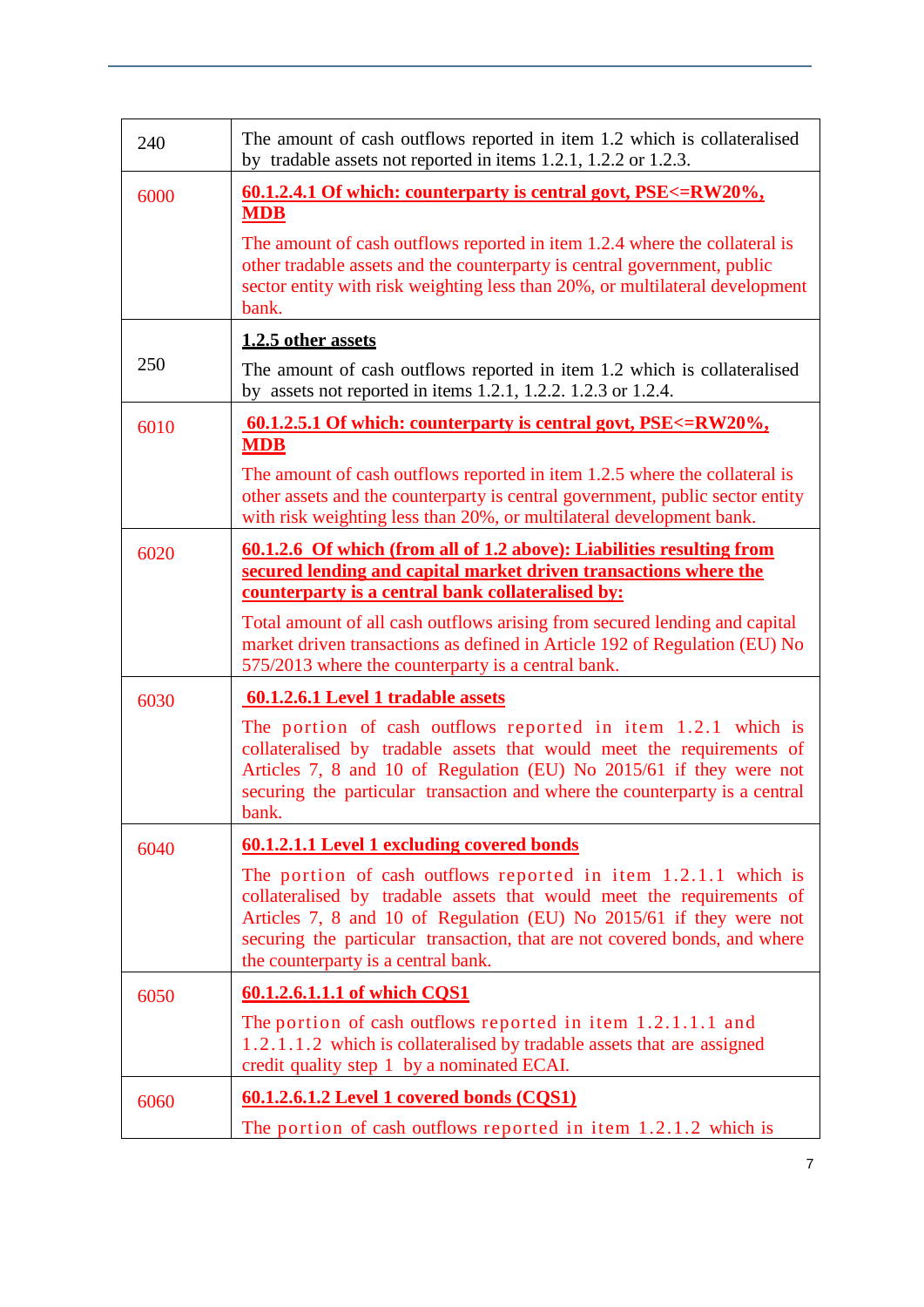| | |
|---|---|
| 240 | The amount of cash outflows reported in item 1.2 which is collateralised by tradable assets not reported in items 1.2.1, 1.2.2 or 1.2.3. |
| 6000 | **60.1.2.4.1 Of which: counterparty is central govt, PSE<=RW20%, MDB**<br><br>The amount of cash outflows reported in item 1.2.4 where the collateral is other tradable assets and the counterparty is central government, public sector entity with risk weighting less than 20%, or multilateral development bank. |
| 250 | **1.2.5 other assets**<br><br>The amount of cash outflows reported in item 1.2 which is collateralised by assets not reported in items 1.2.1, 1.2.2. 1.2.3 or 1.2.4. |
| 6010 | **60.1.2.5.1 Of which: counterparty is central govt, PSE<=RW20%, MDB**<br><br>The amount of cash outflows reported in item 1.2.5 where the collateral is other assets and the counterparty is central government, public sector entity with risk weighting less than 20%, or multilateral development bank. |
| 6020 | **60.1.2.6 Of which (from all of 1.2 above): Liabilities resulting from secured lending and capital market driven transactions where the counterparty is a central bank collateralised by:**<br><br>Total amount of all cash outflows arising from secured lending and capital market driven transactions as defined in Article 192 of Regulation (EU) No 575/2013 where the counterparty is a central bank. |
| 6030 | **60.1.2.6.1 Level 1 tradable assets**<br><br>The portion of cash outflows reported in item 1.2.1 which is collateralised by tradable assets that would meet the requirements of Articles 7, 8 and 10 of Regulation (EU) No 2015/61 if they were not securing the particular transaction and where the counterparty is a central bank. |
| 6040 | **60.1.2.1.1 Level 1 excluding covered bonds**<br><br>The portion of cash outflows reported in item 1.2.1.1 which is collateralised by tradable assets that would meet the requirements of Articles 7, 8 and 10 of Regulation (EU) No 2015/61 if they were not securing the particular transaction, that are not covered bonds, and where the counterparty is a central bank. |
| 6050 | **60.1.2.6.1.1.1 of which CQS1**<br><br>The portion of cash outflows reported in item 1.2.1.1.1 and 1.2.1.1.2 which is collateralised by tradable assets that are assigned credit quality step 1 by a nominated ECAI. |
| 6060 | **60.1.2.6.1.2 Level 1 covered bonds (CQS1)**<br><br>The portion of cash outflows reported in item 1.2.1.2 which is |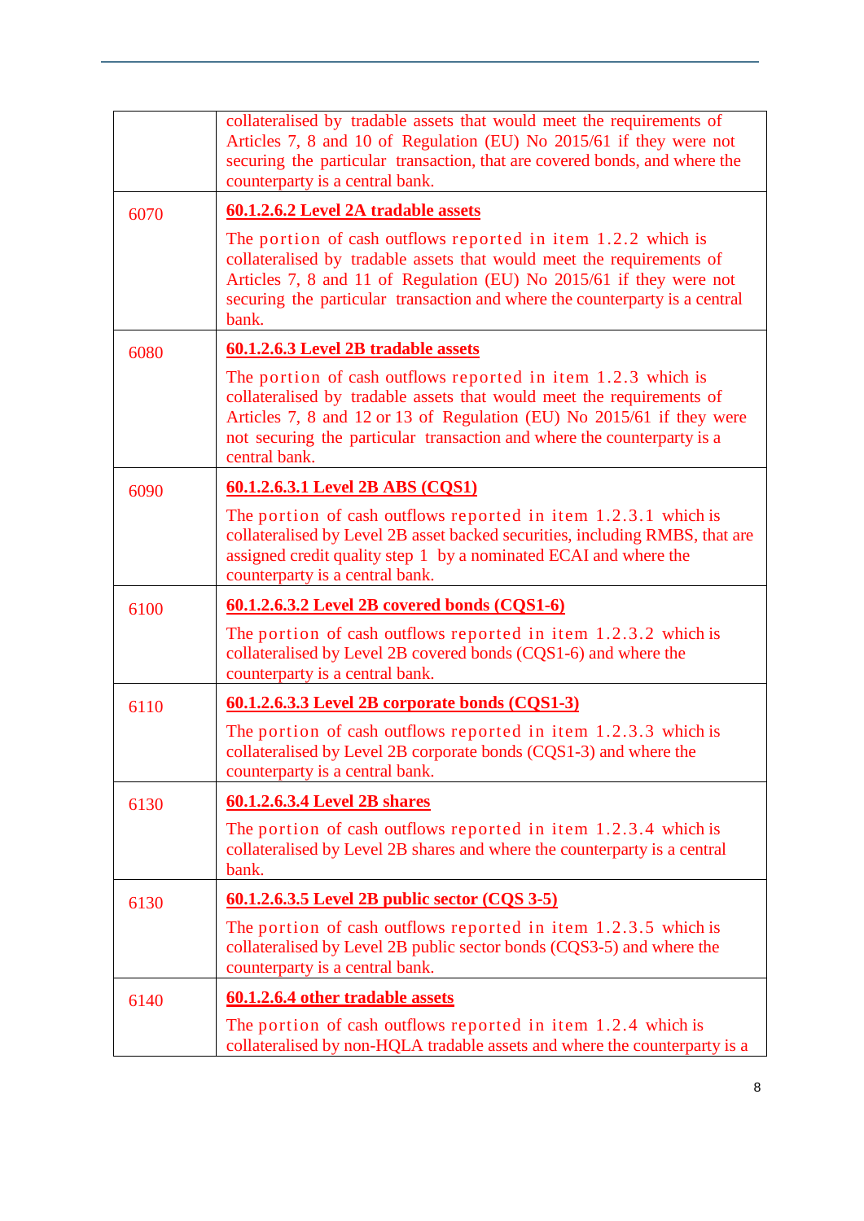| | |
|---|---|
| | collateralised by tradable assets that would meet the requirements of Articles 7, 8 and 10 of Regulation (EU) No 2015/61 if they were not securing the particular transaction, that are covered bonds, and where the counterparty is a central bank. |
| 6070 | **60.1.2.6.2 Level 2A tradable assets**<br><br>The portion of cash outflows reported in item 1.2.2 which is collateralised by tradable assets that would meet the requirements of Articles 7, 8 and 11 of Regulation (EU) No 2015/61 if they were not securing the particular transaction and where the counterparty is a central bank. |
| 6080 | **60.1.2.6.3 Level 2B tradable assets**<br><br>The portion of cash outflows reported in item 1.2.3 which is collateralised by tradable assets that would meet the requirements of Articles 7, 8 and 12 or 13 of Regulation (EU) No 2015/61 if they were not securing the particular transaction and where the counterparty is a central bank. |
| 6090 | **60.1.2.6.3.1 Level 2B ABS (CQS1)**<br><br>The portion of cash outflows reported in item 1.2.3.1 which is collateralised by Level 2B asset backed securities, including RMBS, that are assigned credit quality step 1 by a nominated ECAI and where the counterparty is a central bank. |
| 6100 | **60.1.2.6.3.2 Level 2B covered bonds (CQS1-6)**<br><br>The portion of cash outflows reported in item 1.2.3.2 which is collateralised by Level 2B covered bonds (CQS1-6) and where the counterparty is a central bank. |
| 6110 | **60.1.2.6.3.3 Level 2B corporate bonds (CQS1-3)**<br><br>The portion of cash outflows reported in item 1.2.3.3 which is collateralised by Level 2B corporate bonds (CQS1-3) and where the counterparty is a central bank. |
| 6130 | **60.1.2.6.3.4 Level 2B shares**<br><br>The portion of cash outflows reported in item 1.2.3.4 which is collateralised by Level 2B shares and where the counterparty is a central bank. |
| 6130 | **60.1.2.6.3.5 Level 2B public sector (CQS 3-5)**<br><br>The portion of cash outflows reported in item 1.2.3.5 which is collateralised by Level 2B public sector bonds (CQS3-5) and where the counterparty is a central bank. |
| 6140 | **60.1.2.6.4 other tradable assets**<br><br>The portion of cash outflows reported in item 1.2.4 which is collateralised by non-HQLA tradable assets and where the counterparty is a |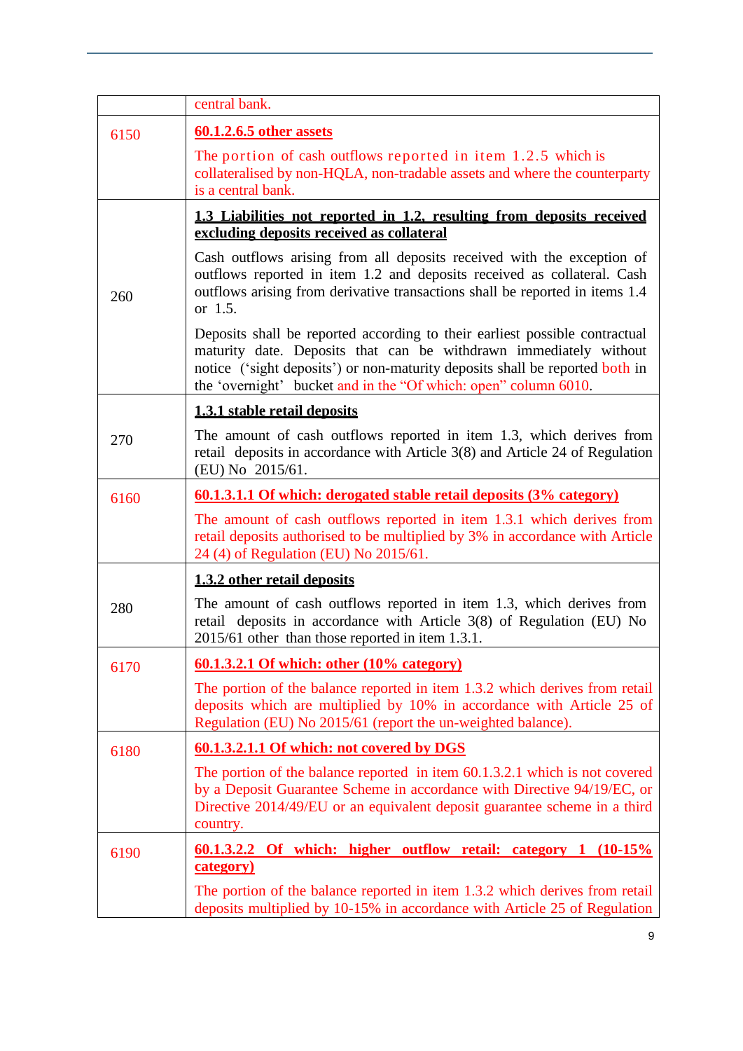| | |
|---|---|
| | central bank. |
| 6150 | **<u>60.1.2.6.5 other assets</u>**<br><br>The portion of cash outflows reported in item 1.2.5 which is collateralised by non-HQLA, non-tradable assets and where the counterparty is a central bank. |
| 260 | **<u>1.3 Liabilities not reported in 1.2, resulting from deposits received excluding deposits received as collateral</u>**<br><br>Cash outflows arising from all deposits received with the exception of outflows reported in item 1.2 and deposits received as collateral. Cash outflows arising from derivative transactions shall be reported in items 1.4 or 1.5.<br><br>Deposits shall be reported according to their earliest possible contractual maturity date. Deposits that can be withdrawn immediately without notice ('sight deposits') or non-maturity deposits shall be reported both in the 'overnight' bucket and in the "Of which: open" column 6010. |
| 270 | **<u>1.3.1 stable retail deposits</u>**<br><br>The amount of cash outflows reported in item 1.3, which derives from retail deposits in accordance with Article 3(8) and Article 24 of Regulation (EU) No 2015/61. |
| 6160 | **<u>60.1.3.1.1 Of which: derogated stable retail deposits (3% category)</u>**<br><br>The amount of cash outflows reported in item 1.3.1 which derives from retail deposits authorised to be multiplied by 3% in accordance with Article 24 (4) of Regulation (EU) No 2015/61. |
| 280 | **<u>1.3.2 other retail deposits</u>**<br><br>The amount of cash outflows reported in item 1.3, which derives from retail deposits in accordance with Article 3(8) of Regulation (EU) No 2015/61 other than those reported in item 1.3.1. |
| 6170 | **<u>60.1.3.2.1 Of which: other (10% category)</u>**<br><br>The portion of the balance reported in item 1.3.2 which derives from retail deposits which are multiplied by 10% in accordance with Article 25 of Regulation (EU) No 2015/61 (report the un-weighted balance). |
| 6180 | **<u>60.1.3.2.1.1 Of which: not covered by DGS</u>**<br><br>The portion of the balance reported in item 60.1.3.2.1 which is not covered by a Deposit Guarantee Scheme in accordance with Directive 94/19/EC, or Directive 2014/49/EU or an equivalent deposit guarantee scheme in a third country. |
| 6190 | **<u>60.1.3.2.2 Of which: higher outflow retail: category 1 (10-15% category)</u>**<br><br>The portion of the balance reported in item 1.3.2 which derives from retail deposits multiplied by 10-15% in accordance with Article 25 of Regulation |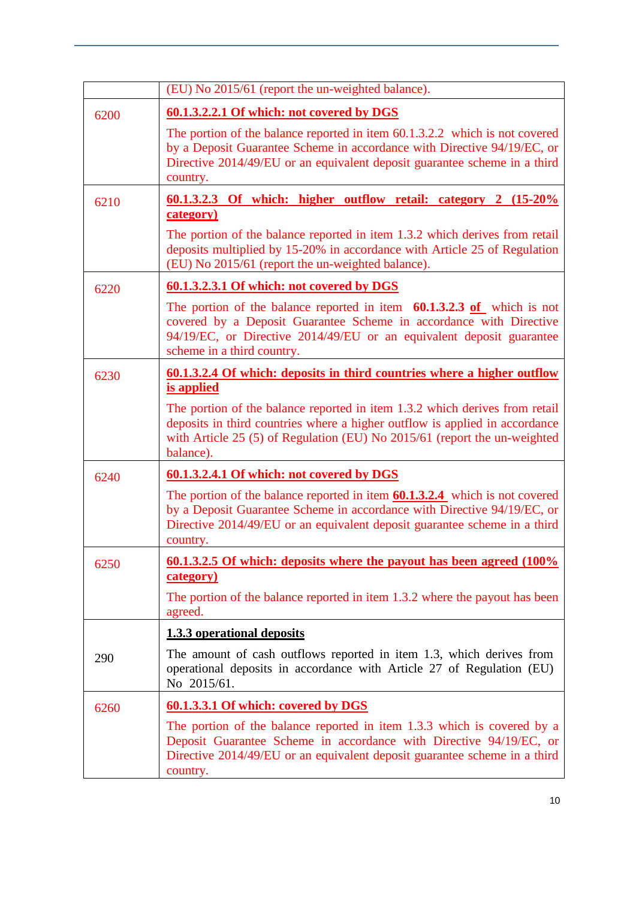| | |
|---|---|
| | (EU) No 2015/61 (report the un-weighted balance). |
| 6200 | **60.1.3.2.2.1 Of which: not covered by DGS**<br><br>The portion of the balance reported in item 60.1.3.2.2 which is not covered by a Deposit Guarantee Scheme in accordance with Directive 94/19/EC, or Directive 2014/49/EU or an equivalent deposit guarantee scheme in a third country. |
| 6210 | **60.1.3.2.3 Of which: higher outflow retail: category 2 (15-20% category)**<br><br>The portion of the balance reported in item 1.3.2 which derives from retail deposits multiplied by 15-20% in accordance with Article 25 of Regulation (EU) No 2015/61 (report the un-weighted balance). |
| 6220 | **60.1.3.2.3.1 Of which: not covered by DGS**<br><br>The portion of the balance reported in item **60.1.3.2.3 of** which is not covered by a Deposit Guarantee Scheme in accordance with Directive 94/19/EC, or Directive 2014/49/EU or an equivalent deposit guarantee scheme in a third country. |
| 6230 | **60.1.3.2.4 Of which: deposits in third countries where a higher outflow is applied**<br><br>The portion of the balance reported in item 1.3.2 which derives from retail deposits in third countries where a higher outflow is applied in accordance with Article 25 (5) of Regulation (EU) No 2015/61 (report the un-weighted balance). |
| 6240 | **60.1.3.2.4.1 Of which: not covered by DGS**<br><br>The portion of the balance reported in item **60.1.3.2.4** which is not covered by a Deposit Guarantee Scheme in accordance with Directive 94/19/EC, or Directive 2014/49/EU or an equivalent deposit guarantee scheme in a third country. |
| 6250 | **60.1.3.2.5 Of which: deposits where the payout has been agreed (100% category)**<br><br>The portion of the balance reported in item 1.3.2 where the payout has been agreed. |
| 290 | **1.3.3 operational deposits**<br><br>The amount of cash outflows reported in item 1.3, which derives from operational deposits in accordance with Article 27 of Regulation (EU) No 2015/61. |
| 6260 | **60.1.3.3.1 Of which: covered by DGS**<br><br>The portion of the balance reported in item 1.3.3 which is covered by a Deposit Guarantee Scheme in accordance with Directive 94/19/EC, or Directive 2014/49/EU or an equivalent deposit guarantee scheme in a third country. |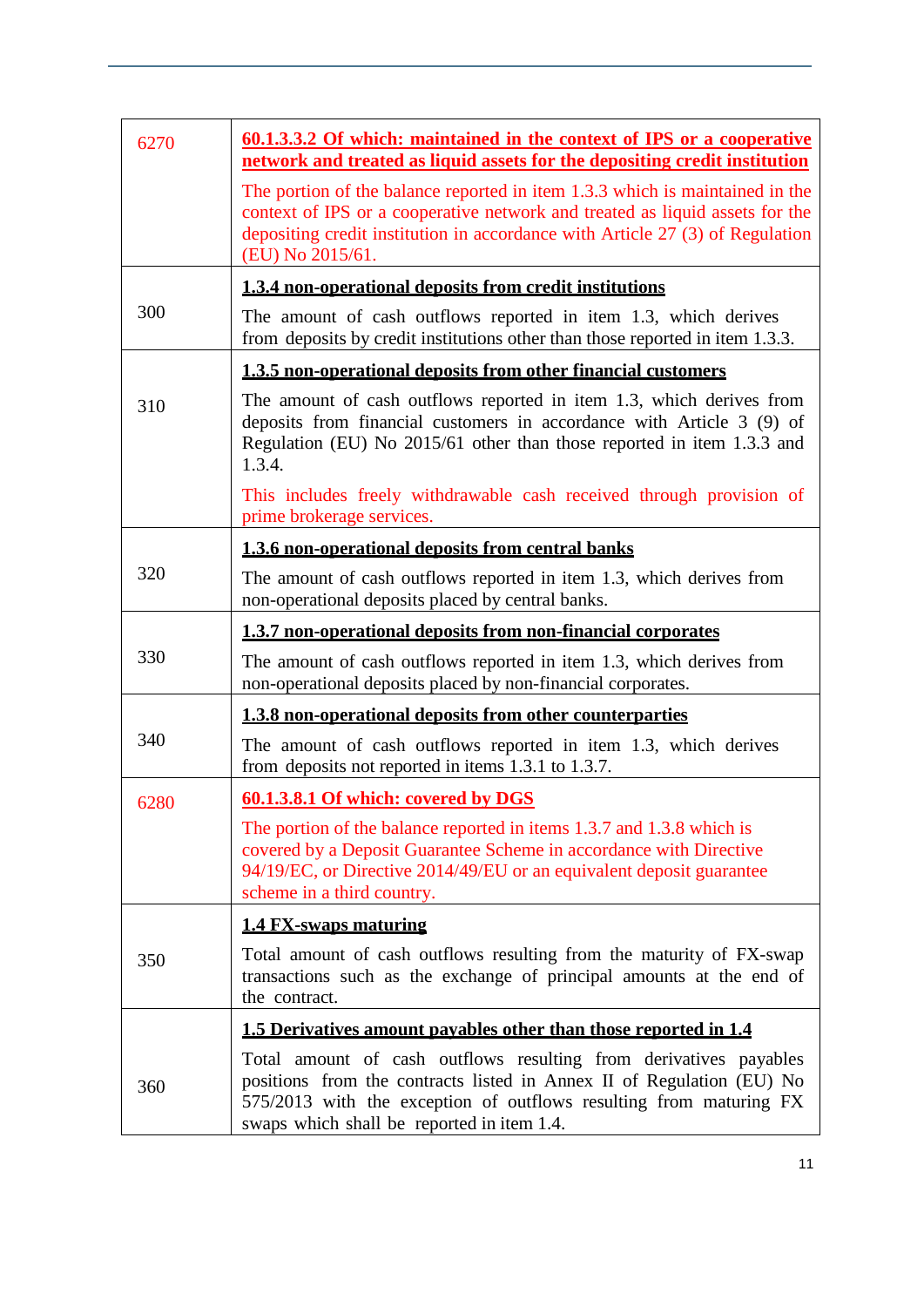| | |
|---|---|
| 6270 | **60.1.3.3.2 Of which: maintained in the context of IPS or a cooperative network and treated as liquid assets for the depositing credit institution**<br><br>The portion of the balance reported in item 1.3.3 which is maintained in the context of IPS or a cooperative network and treated as liquid assets for the depositing credit institution in accordance with Article 27 (3) of Regulation (EU) No 2015/61. |
| 300 | **1.3.4 non-operational deposits from credit institutions**<br><br>The amount of cash outflows reported in item 1.3, which derives from deposits by credit institutions other than those reported in item 1.3.3. |
| 310 | **1.3.5 non-operational deposits from other financial customers**<br><br>The amount of cash outflows reported in item 1.3, which derives from deposits from financial customers in accordance with Article 3 (9) of Regulation (EU) No 2015/61 other than those reported in item 1.3.3 and 1.3.4.<br><br>This includes freely withdrawable cash received through provision of prime brokerage services. |
| 320 | **1.3.6 non-operational deposits from central banks**<br><br>The amount of cash outflows reported in item 1.3, which derives from non-operational deposits placed by central banks. |
| 330 | **1.3.7 non-operational deposits from non-financial corporates**<br><br>The amount of cash outflows reported in item 1.3, which derives from non-operational deposits placed by non-financial corporates. |
| 340 | **1.3.8 non-operational deposits from other counterparties**<br><br>The amount of cash outflows reported in item 1.3, which derives from deposits not reported in items 1.3.1 to 1.3.7. |
| 6280 | **60.1.3.8.1 Of which: covered by DGS**<br><br>The portion of the balance reported in items 1.3.7 and 1.3.8 which is covered by a Deposit Guarantee Scheme in accordance with Directive 94/19/EC, or Directive 2014/49/EU or an equivalent deposit guarantee scheme in a third country. |
| 350 | **1.4 FX-swaps maturing**<br><br>Total amount of cash outflows resulting from the maturity of FX-swap transactions such as the exchange of principal amounts at the end of the contract. |
| 360 | **1.5 Derivatives amount payables other than those reported in 1.4**<br><br>Total amount of cash outflows resulting from derivatives payables positions from the contracts listed in Annex II of Regulation (EU) No 575/2013 with the exception of outflows resulting from maturing FX swaps which shall be reported in item 1.4. |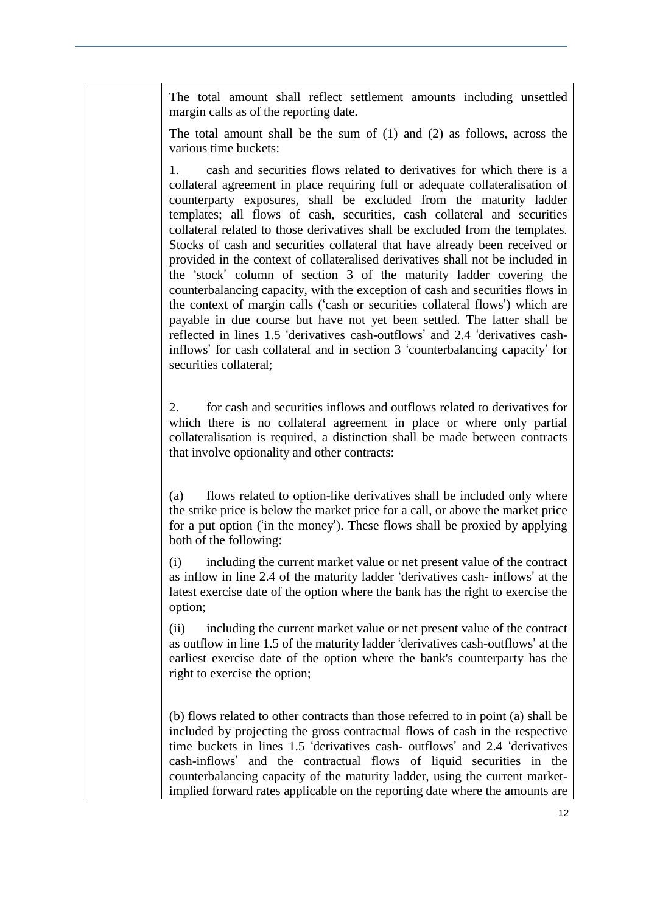| | |
|---|---|
| | The total amount shall reflect settlement amounts including unsettled margin calls as of the reporting date.<br><br>The total amount shall be the sum of (1) and (2) as follows, across the various time buckets:<br><br>1. cash and securities flows related to derivatives for which there is a collateral agreement in place requiring full or adequate collateralisation of counterparty exposures, shall be excluded from the maturity ladder templates; all flows of cash, securities, cash collateral and securities collateral related to those derivatives shall be excluded from the templates. Stocks of cash and securities collateral that have already been received or provided in the context of collateralised derivatives shall not be included in the 'stock' column of section 3 of the maturity ladder covering the counterbalancing capacity, with the exception of cash and securities flows in the context of margin calls ('cash or securities collateral flows') which are payable in due course but have not yet been settled. The latter shall be reflected in lines 1.5 'derivatives cash-outflows' and 2.4 'derivatives cash-inflows' for cash collateral and in section 3 'counterbalancing capacity' for securities collateral;<br><br>2. for cash and securities inflows and outflows related to derivatives for which there is no collateral agreement in place or where only partial collateralisation is required, a distinction shall be made between contracts that involve optionality and other contracts:<br><br>(a) flows related to option-like derivatives shall be included only where the strike price is below the market price for a call, or above the market price for a put option ('in the money'). These flows shall be proxied by applying both of the following:<br><br>(i) including the current market value or net present value of the contract as inflow in line 2.4 of the maturity ladder 'derivatives cash- inflows' at the latest exercise date of the option where the bank has the right to exercise the option;<br><br>(ii) including the current market value or net present value of the contract as outflow in line 1.5 of the maturity ladder 'derivatives cash-outflows' at the earliest exercise date of the option where the bank's counterparty has the right to exercise the option;<br><br>(b) flows related to other contracts than those referred to in point (a) shall be included by projecting the gross contractual flows of cash in the respective time buckets in lines 1.5 'derivatives cash- outflows' and 2.4 'derivatives cash-inflows' and the contractual flows of liquid securities in the counterbalancing capacity of the maturity ladder, using the current market-implied forward rates applicable on the reporting date where the amounts are |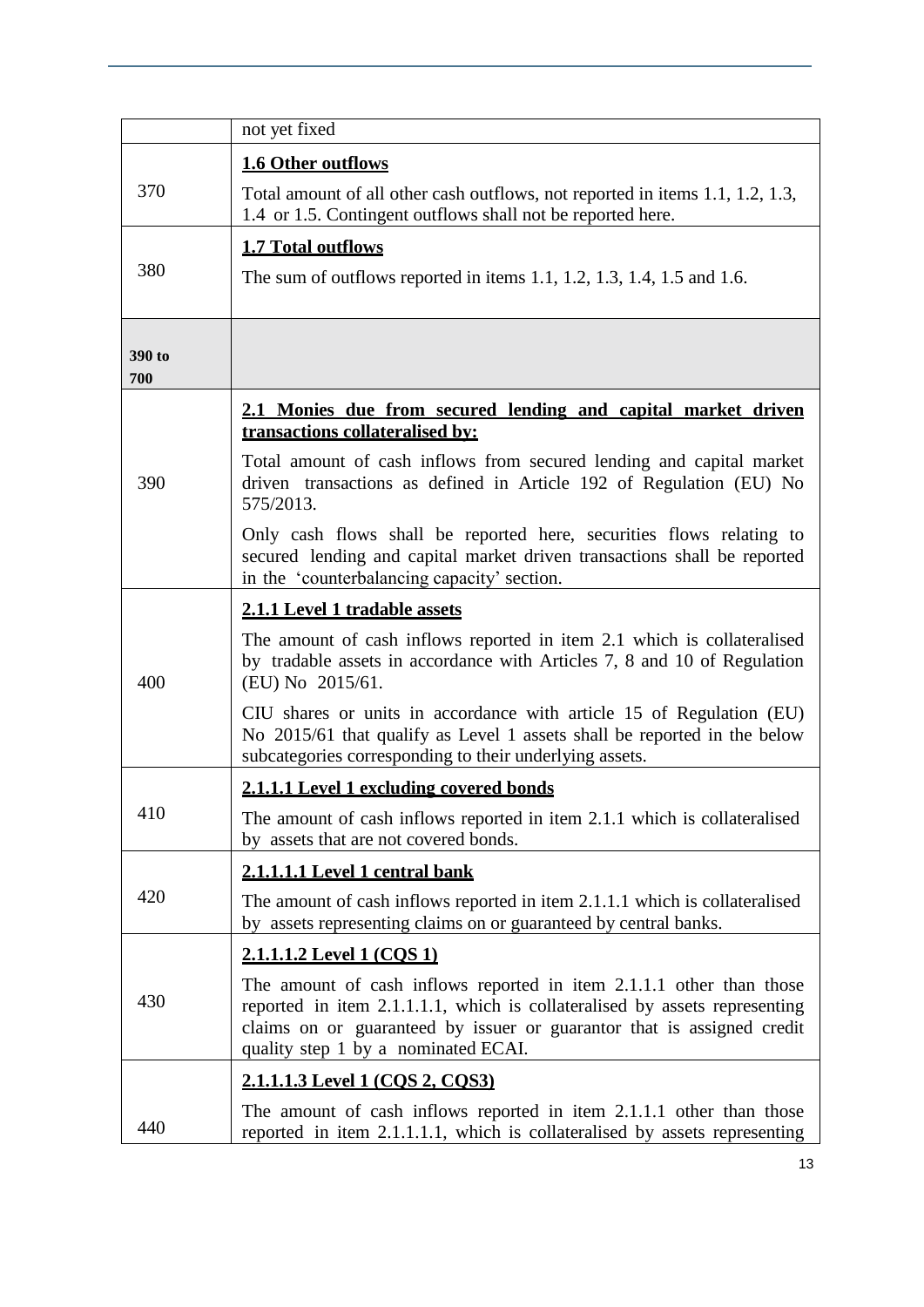| | |
|---|---|
| | not yet fixed |
| 370 | **1.6 Other outflows**<br><br>Total amount of all other cash outflows, not reported in items 1.1, 1.2, 1.3, 1.4 or 1.5. Contingent outflows shall not be reported here. |
| 380 | **1.7 Total outflows**<br><br>The sum of outflows reported in items 1.1, 1.2, 1.3, 1.4, 1.5 and 1.6. |
| **390 to 700** | |
| 390 | **2.1 Monies due from secured lending and capital market driven transactions collateralised by:**<br><br>Total amount of cash inflows from secured lending and capital market driven transactions as defined in Article 192 of Regulation (EU) No 575/2013.<br><br>Only cash flows shall be reported here, securities flows relating to secured lending and capital market driven transactions shall be reported in the 'counterbalancing capacity' section. |
| 400 | **2.1.1 Level 1 tradable assets**<br><br>The amount of cash inflows reported in item 2.1 which is collateralised by tradable assets in accordance with Articles 7, 8 and 10 of Regulation (EU) No 2015/61.<br><br>CIU shares or units in accordance with article 15 of Regulation (EU) No 2015/61 that qualify as Level 1 assets shall be reported in the below subcategories corresponding to their underlying assets. |
| 410 | **2.1.1.1 Level 1 excluding covered bonds**<br><br>The amount of cash inflows reported in item 2.1.1 which is collateralised by assets that are not covered bonds. |
| 420 | **2.1.1.1.1 Level 1 central bank**<br><br>The amount of cash inflows reported in item 2.1.1.1 which is collateralised by assets representing claims on or guaranteed by central banks. |
| 430 | **2.1.1.1.2 Level 1 (CQS 1)**<br><br>The amount of cash inflows reported in item 2.1.1.1 other than those reported in item 2.1.1.1.1, which is collateralised by assets representing claims on or guaranteed by issuer or guarantor that is assigned credit quality step 1 by a nominated ECAI. |
| 440 | **2.1.1.1.3 Level 1 (CQS 2, CQS3)**<br><br>The amount of cash inflows reported in item 2.1.1.1 other than those reported in item 2.1.1.1.1, which is collateralised by assets representing |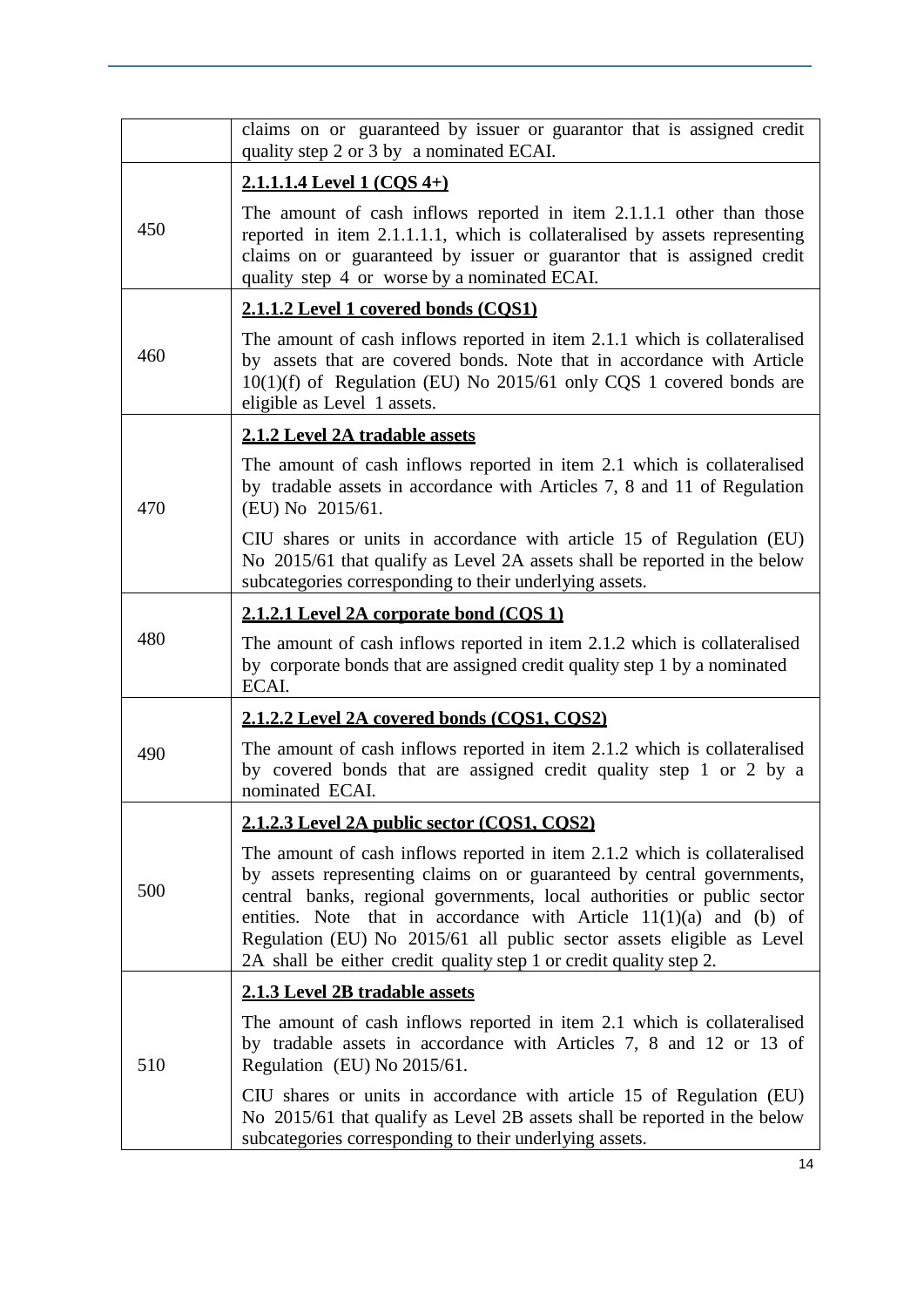| | |
|---|---|
| | claims on or guaranteed by issuer or guarantor that is assigned credit quality step 2 or 3 by a nominated ECAI. |
| 450 | **2.1.1.1.4 Level 1 (CQS 4+)**<br><br>The amount of cash inflows reported in item 2.1.1.1 other than those reported in item 2.1.1.1.1, which is collateralised by assets representing claims on or guaranteed by issuer or guarantor that is assigned credit quality step 4 or worse by a nominated ECAI. |
| 460 | **2.1.1.2 Level 1 covered bonds (CQS1)**<br><br>The amount of cash inflows reported in item 2.1.1 which is collateralised by assets that are covered bonds. Note that in accordance with Article 10(1)(f) of Regulation (EU) No 2015/61 only CQS 1 covered bonds are eligible as Level 1 assets. |
| 470 | **2.1.2 Level 2A tradable assets**<br><br>The amount of cash inflows reported in item 2.1 which is collateralised by tradable assets in accordance with Articles 7, 8 and 11 of Regulation (EU) No 2015/61.<br><br>CIU shares or units in accordance with article 15 of Regulation (EU) No 2015/61 that qualify as Level 2A assets shall be reported in the below subcategories corresponding to their underlying assets. |
| 480 | **2.1.2.1 Level 2A corporate bond (CQS 1)**<br><br>The amount of cash inflows reported in item 2.1.2 which is collateralised by corporate bonds that are assigned credit quality step 1 by a nominated ECAI. |
| 490 | **2.1.2.2 Level 2A covered bonds (CQS1, CQS2)**<br><br>The amount of cash inflows reported in item 2.1.2 which is collateralised by covered bonds that are assigned credit quality step 1 or 2 by a nominated ECAI. |
| 500 | **2.1.2.3 Level 2A public sector (CQS1, CQS2)**<br><br>The amount of cash inflows reported in item 2.1.2 which is collateralised by assets representing claims on or guaranteed by central governments, central banks, regional governments, local authorities or public sector entities. Note that in accordance with Article 11(1)(a) and (b) of Regulation (EU) No 2015/61 all public sector assets eligible as Level 2A shall be either credit quality step 1 or credit quality step 2. |
| 510 | **2.1.3 Level 2B tradable assets**<br><br>The amount of cash inflows reported in item 2.1 which is collateralised by tradable assets in accordance with Articles 7, 8 and 12 or 13 of Regulation (EU) No 2015/61.<br><br>CIU shares or units in accordance with article 15 of Regulation (EU) No 2015/61 that qualify as Level 2B assets shall be reported in the below subcategories corresponding to their underlying assets. |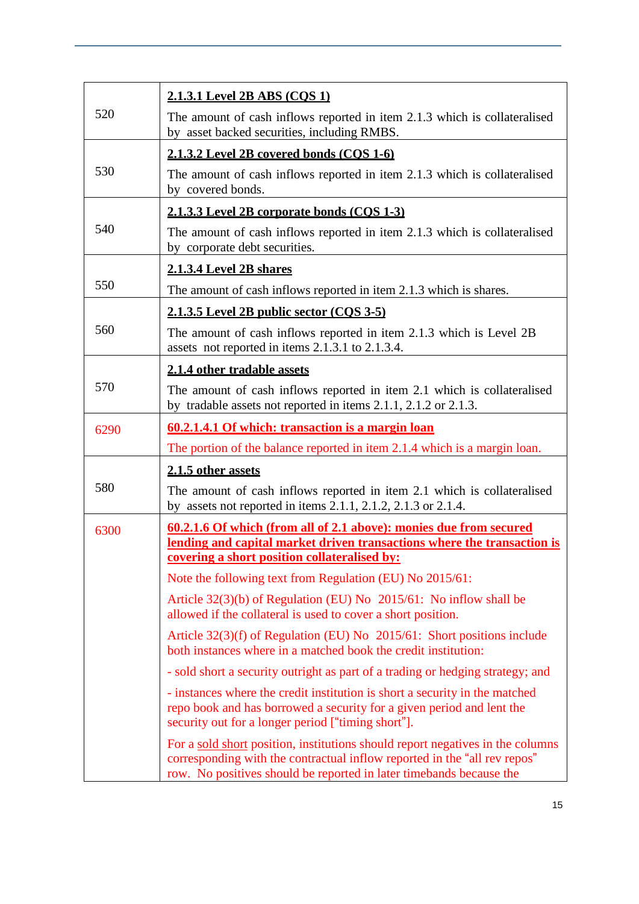| | |
|---|---|
| 520 | **<u>2.1.3.1 Level 2B ABS (CQS 1)</u>**<br><br>The amount of cash inflows reported in item 2.1.3 which is collateralised by asset backed securities, including RMBS. |
| 530 | **<u>2.1.3.2 Level 2B covered bonds (CQS 1-6)</u>**<br><br>The amount of cash inflows reported in item 2.1.3 which is collateralised by covered bonds. |
| 540 | **<u>2.1.3.3 Level 2B corporate bonds (CQS 1-3)</u>**<br><br>The amount of cash inflows reported in item 2.1.3 which is collateralised by corporate debt securities. |
| 550 | **<u>2.1.3.4 Level 2B shares</u>**<br><br>The amount of cash inflows reported in item 2.1.3 which is shares. |
| 560 | **<u>2.1.3.5 Level 2B public sector (CQS 3-5)</u>**<br><br>The amount of cash inflows reported in item 2.1.3 which is Level 2B assets not reported in items 2.1.3.1 to 2.1.3.4. |
| 570 | **<u>2.1.4 other tradable assets</u>**<br><br>The amount of cash inflows reported in item 2.1 which is collateralised by tradable assets not reported in items 2.1.1, 2.1.2 or 2.1.3. |
| 6290 | **<u>60.2.1.4.1 Of which: transaction is a margin loan</u>**<br><br>The portion of the balance reported in item 2.1.4 which is a margin loan. |
| 580 | **<u>2.1.5 other assets</u>**<br><br>The amount of cash inflows reported in item 2.1 which is collateralised by assets not reported in items 2.1.1, 2.1.2, 2.1.3 or 2.1.4. |
| 6300 | **<u>60.2.1.6 Of which (from all of 2.1 above): monies due from secured lending and capital market driven transactions where the transaction is covering a short position collateralised by:</u>**<br><br>Note the following text from Regulation (EU) No 2015/61:<br><br>Article 32(3)(b) of Regulation (EU) No 2015/61: No inflow shall be allowed if the collateral is used to cover a short position.<br><br>Article 32(3)(f) of Regulation (EU) No 2015/61: Short positions include both instances where in a matched book the credit institution:<br><br>- sold short a security outright as part of a trading or hedging strategy; and<br><br>- instances where the credit institution is short a security in the matched repo book and has borrowed a security for a given period and lent the security out for a longer period ["timing short"].<br><br>For a <u>sold short</u> position, institutions should report negatives in the columns corresponding with the contractual inflow reported in the "all rev repos" row. No positives should be reported in later timebands because the |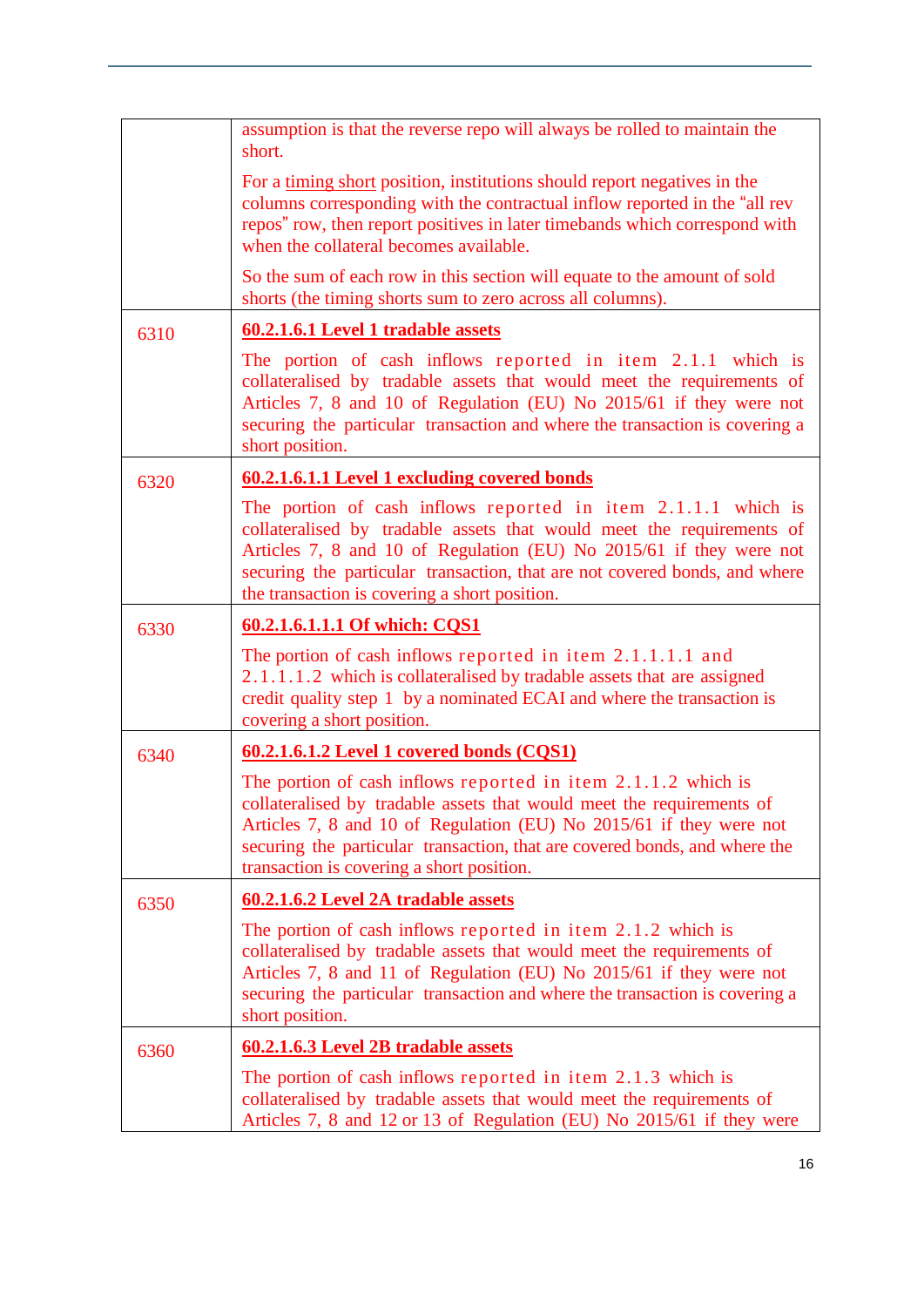| | |
|---|---|
| | assumption is that the reverse repo will always be rolled to maintain the short.<br><br>For a timing short position, institutions should report negatives in the columns corresponding with the contractual inflow reported in the "all rev repos" row, then report positives in later timebands which correspond with when the collateral becomes available.<br><br>So the sum of each row in this section will equate to the amount of sold shorts (the timing shorts sum to zero across all columns). |
| 6310 | **60.2.1.6.1 Level 1 tradable assets**<br><br>The portion of cash inflows reported in item 2.1.1 which is collateralised by tradable assets that would meet the requirements of Articles 7, 8 and 10 of Regulation (EU) No 2015/61 if they were not securing the particular transaction and where the transaction is covering a short position. |
| 6320 | **60.2.1.6.1.1 Level 1 excluding covered bonds**<br><br>The portion of cash inflows reported in item 2.1.1.1 which is collateralised by tradable assets that would meet the requirements of Articles 7, 8 and 10 of Regulation (EU) No 2015/61 if they were not securing the particular transaction, that are not covered bonds, and where the transaction is covering a short position. |
| 6330 | **60.2.1.6.1.1.1 Of which: CQS1**<br><br>The portion of cash inflows reported in item 2.1.1.1.1 and 2.1.1.1.2 which is collateralised by tradable assets that are assigned credit quality step 1 by a nominated ECAI and where the transaction is covering a short position. |
| 6340 | **60.2.1.6.1.2 Level 1 covered bonds (CQS1)**<br><br>The portion of cash inflows reported in item 2.1.1.2 which is collateralised by tradable assets that would meet the requirements of Articles 7, 8 and 10 of Regulation (EU) No 2015/61 if they were not securing the particular transaction, that are covered bonds, and where the transaction is covering a short position. |
| 6350 | **60.2.1.6.2 Level 2A tradable assets**<br><br>The portion of cash inflows reported in item 2.1.2 which is collateralised by tradable assets that would meet the requirements of Articles 7, 8 and 11 of Regulation (EU) No 2015/61 if they were not securing the particular transaction and where the transaction is covering a short position. |
| 6360 | **60.2.1.6.3 Level 2B tradable assets**<br><br>The portion of cash inflows reported in item 2.1.3 which is collateralised by tradable assets that would meet the requirements of Articles 7, 8 and 12 or 13 of Regulation (EU) No 2015/61 if they were |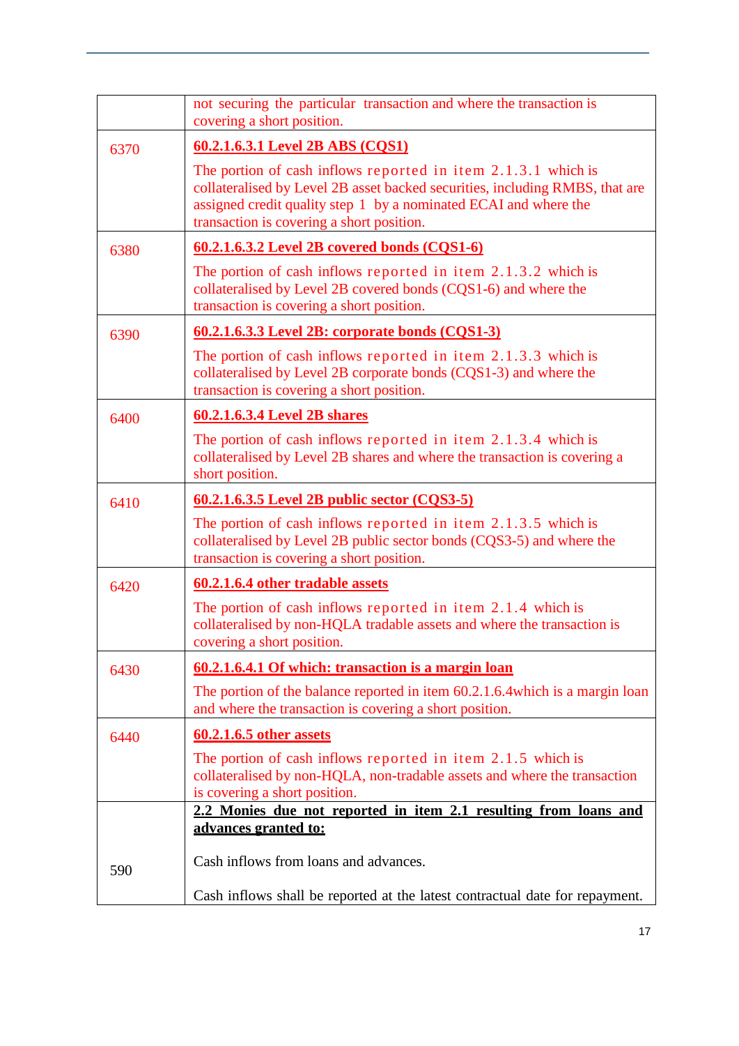| | |
|---|---|
| | not securing the particular transaction and where the transaction is covering a short position. |
| 6370 | **60.2.1.6.3.1 Level 2B ABS (CQS1)**<br><br>The portion of cash inflows reported in item 2.1.3.1 which is collateralised by Level 2B asset backed securities, including RMBS, that are assigned credit quality step 1 by a nominated ECAI and where the transaction is covering a short position. |
| 6380 | **60.2.1.6.3.2 Level 2B covered bonds (CQS1-6)**<br><br>The portion of cash inflows reported in item 2.1.3.2 which is collateralised by Level 2B covered bonds (CQS1-6) and where the transaction is covering a short position. |
| 6390 | **60.2.1.6.3.3 Level 2B: corporate bonds (CQS1-3)**<br><br>The portion of cash inflows reported in item 2.1.3.3 which is collateralised by Level 2B corporate bonds (CQS1-3) and where the transaction is covering a short position. |
| 6400 | **60.2.1.6.3.4 Level 2B shares**<br><br>The portion of cash inflows reported in item 2.1.3.4 which is collateralised by Level 2B shares and where the transaction is covering a short position. |
| 6410 | **60.2.1.6.3.5 Level 2B public sector (CQS3-5)**<br><br>The portion of cash inflows reported in item 2.1.3.5 which is collateralised by Level 2B public sector bonds (CQS3-5) and where the transaction is covering a short position. |
| 6420 | **60.2.1.6.4 other tradable assets**<br><br>The portion of cash inflows reported in item 2.1.4 which is collateralised by non-HQLA tradable assets and where the transaction is covering a short position. |
| 6430 | **60.2.1.6.4.1 Of which: transaction is a margin loan**<br><br>The portion of the balance reported in item 60.2.1.6.4which is a margin loan and where the transaction is covering a short position. |
| 6440 | **60.2.1.6.5 other assets**<br><br>The portion of cash inflows reported in item 2.1.5 which is collateralised by non-HQLA, non-tradable assets and where the transaction is covering a short position. |
| 590 | **2.2 Monies due not reported in item 2.1 resulting from loans and advances granted to:**<br><br>Cash inflows from loans and advances.<br><br>Cash inflows shall be reported at the latest contractual date for repayment. |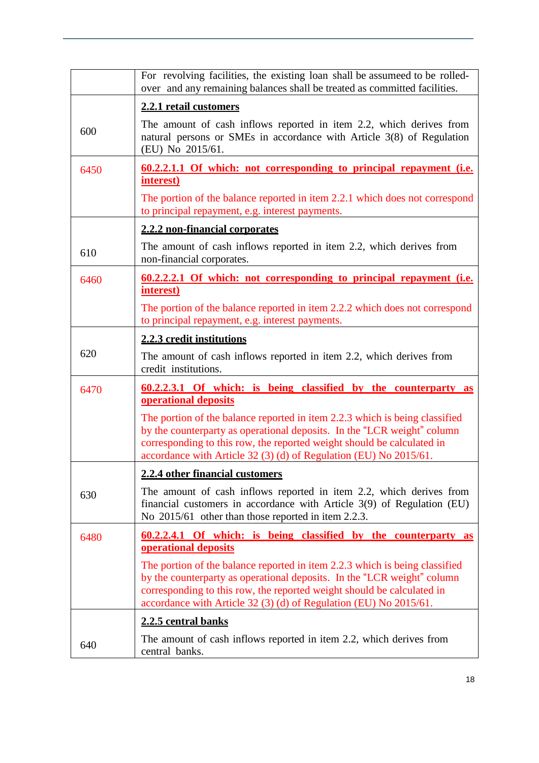| | |
|---|---|
| | For revolving facilities, the existing loan shall be assumeed to be rolled-over and any remaining balances shall be treated as committed facilities. |
| 600 | **<u>2.2.1 retail customers</u>**<br><br>The amount of cash inflows reported in item 2.2, which derives from natural persons or SMEs in accordance with Article 3(8) of Regulation (EU) No 2015/61. |
| 6450 | **<u>60.2.2.1.1 Of which: not corresponding to principal repayment (i.e. interest)</u>**<br><br>The portion of the balance reported in item 2.2.1 which does not correspond to principal repayment, e.g. interest payments. |
| 610 | **<u>2.2.2 non-financial corporates</u>**<br><br>The amount of cash inflows reported in item 2.2, which derives from non-financial corporates. |
| 6460 | **<u>60.2.2.2.1 Of which: not corresponding to principal repayment (i.e. interest)</u>**<br><br>The portion of the balance reported in item 2.2.2 which does not correspond to principal repayment, e.g. interest payments. |
| 620 | **<u>2.2.3 credit institutions</u>**<br><br>The amount of cash inflows reported in item 2.2, which derives from credit institutions. |
| 6470 | **<u>60.2.2.3.1 Of which: is being classified by the counterparty as operational deposits</u>**<br><br>The portion of the balance reported in item 2.2.3 which is being classified by the counterparty as operational deposits. In the "LCR weight" column corresponding to this row, the reported weight should be calculated in accordance with Article 32 (3) (d) of Regulation (EU) No 2015/61. |
| 630 | **<u>2.2.4 other financial customers</u>**<br><br>The amount of cash inflows reported in item 2.2, which derives from financial customers in accordance with Article 3(9) of Regulation (EU) No 2015/61 other than those reported in item 2.2.3. |
| 6480 | **<u>60.2.2.4.1 Of which: is being classified by the counterparty as operational deposits</u>**<br><br>The portion of the balance reported in item 2.2.3 which is being classified by the counterparty as operational deposits. In the "LCR weight" column corresponding to this row, the reported weight should be calculated in accordance with Article 32 (3) (d) of Regulation (EU) No 2015/61. |
| 640 | **<u>2.2.5 central banks</u>**<br><br>The amount of cash inflows reported in item 2.2, which derives from central banks. |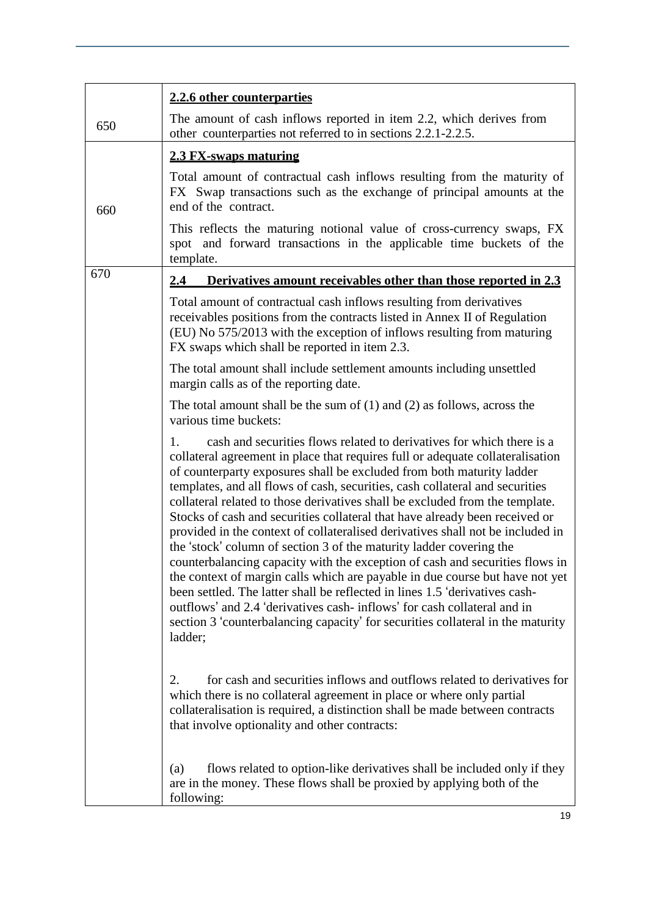| | |
|---|---|
| 650 | **2.2.6 other counterparties**<br><br>The amount of cash inflows reported in item 2.2, which derives from other counterparties not referred to in sections 2.2.1-2.2.5. |
| 660 | **2.3 FX-swaps maturing**<br><br>Total amount of contractual cash inflows resulting from the maturity of FX Swap transactions such as the exchange of principal amounts at the end of the contract.<br><br>This reflects the maturing notional value of cross-currency swaps, FX spot and forward transactions in the applicable time buckets of the template. |
| 670 | **2.4 Derivatives amount receivables other than those reported in 2.3**<br><br>Total amount of contractual cash inflows resulting from derivatives receivables positions from the contracts listed in Annex II of Regulation (EU) No 575/2013 with the exception of inflows resulting from maturing FX swaps which shall be reported in item 2.3.<br><br>The total amount shall include settlement amounts including unsettled margin calls as of the reporting date.<br><br>The total amount shall be the sum of (1) and (2) as follows, across the various time buckets:<br><br>1. cash and securities flows related to derivatives for which there is a collateral agreement in place that requires full or adequate collateralisation of counterparty exposures shall be excluded from both maturity ladder templates, and all flows of cash, securities, cash collateral and securities collateral related to those derivatives shall be excluded from the template. Stocks of cash and securities collateral that have already been received or provided in the context of collateralised derivatives shall not be included in the 'stock' column of section 3 of the maturity ladder covering the counterbalancing capacity with the exception of cash and securities flows in the context of margin calls which are payable in due course but have not yet been settled. The latter shall be reflected in lines 1.5 'derivatives cash-outflows' and 2.4 'derivatives cash- inflows' for cash collateral and in section 3 'counterbalancing capacity' for securities collateral in the maturity ladder;<br><br>2. for cash and securities inflows and outflows related to derivatives for which there is no collateral agreement in place or where only partial collateralisation is required, a distinction shall be made between contracts that involve optionality and other contracts:<br><br>(a) flows related to option-like derivatives shall be included only if they are in the money. These flows shall be proxied by applying both of the following: |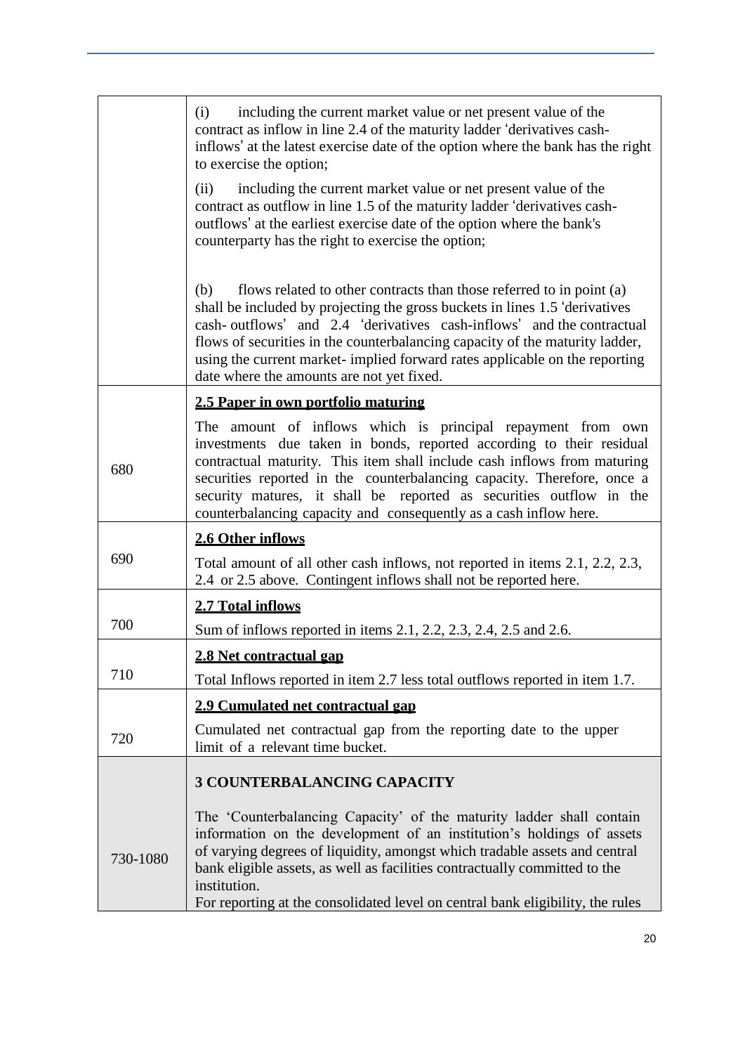| | |
|---|---|
| | (i) including the current market value or net present value of the contract as inflow in line 2.4 of the maturity ladder 'derivatives cash-inflows' at the latest exercise date of the option where the bank has the right to exercise the option;<br><br>(ii) including the current market value or net present value of the contract as outflow in line 1.5 of the maturity ladder 'derivatives cash-outflows' at the earliest exercise date of the option where the bank's counterparty has the right to exercise the option;<br><br>(b) flows related to other contracts than those referred to in point (a) shall be included by projecting the gross buckets in lines 1.5 'derivatives cash- outflows' and 2.4 'derivatives cash-inflows' and the contractual flows of securities in the counterbalancing capacity of the maturity ladder, using the current market- implied forward rates applicable on the reporting date where the amounts are not yet fixed. |
| 680 | **2.5 Paper in own portfolio maturing**<br><br>The amount of inflows which is principal repayment from own investments due taken in bonds, reported according to their residual contractual maturity. This item shall include cash inflows from maturing securities reported in the counterbalancing capacity. Therefore, once a security matures, it shall be reported as securities outflow in the counterbalancing capacity and consequently as a cash inflow here. |
| 690 | **2.6 Other inflows**<br><br>Total amount of all other cash inflows, not reported in items 2.1, 2.2, 2.3, 2.4 or 2.5 above. Contingent inflows shall not be reported here. |
| 700 | **2.7 Total inflows**<br><br>Sum of inflows reported in items 2.1, 2.2, 2.3, 2.4, 2.5 and 2.6. |
| 710 | **2.8 Net contractual gap**<br><br>Total Inflows reported in item 2.7 less total outflows reported in item 1.7. |
| 720 | **2.9 Cumulated net contractual gap**<br><br>Cumulated net contractual gap from the reporting date to the upper limit of a relevant time bucket. |
| 730-1080 | **3 COUNTERBALANCING CAPACITY**<br><br>The 'Counterbalancing Capacity' of the maturity ladder shall contain information on the development of an institution's holdings of assets of varying degrees of liquidity, amongst which tradable assets and central bank eligible assets, as well as facilities contractually committed to the institution.<br>For reporting at the consolidated level on central bank eligibility, the rules |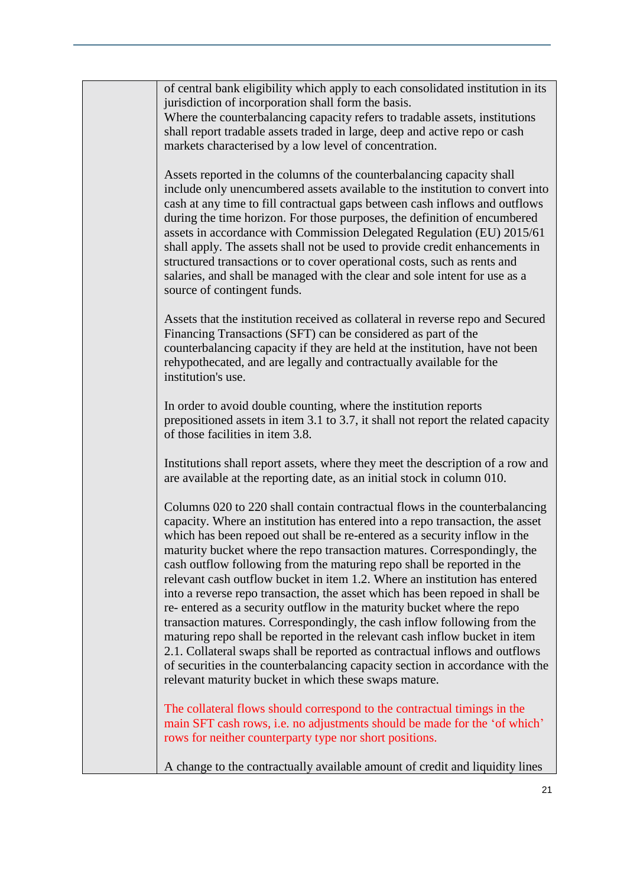| | |
|---|---|
| | of central bank eligibility which apply to each consolidated institution in its jurisdiction of incorporation shall form the basis.<br>Where the counterbalancing capacity refers to tradable assets, institutions shall report tradable assets traded in large, deep and active repo or cash markets characterised by a low level of concentration.<br><br>Assets reported in the columns of the counterbalancing capacity shall include only unencumbered assets available to the institution to convert into cash at any time to fill contractual gaps between cash inflows and outflows during the time horizon. For those purposes, the definition of encumbered assets in accordance with Commission Delegated Regulation (EU) 2015/61 shall apply. The assets shall not be used to provide credit enhancements in structured transactions or to cover operational costs, such as rents and salaries, and shall be managed with the clear and sole intent for use as a source of contingent funds.<br><br>Assets that the institution received as collateral in reverse repo and Secured Financing Transactions (SFT) can be considered as part of the counterbalancing capacity if they are held at the institution, have not been rehypothecated, and are legally and contractually available for the institution's use.<br><br>In order to avoid double counting, where the institution reports prepositioned assets in item 3.1 to 3.7, it shall not report the related capacity of those facilities in item 3.8.<br><br>Institutions shall report assets, where they meet the description of a row and are available at the reporting date, as an initial stock in column 010.<br><br>Columns 020 to 220 shall contain contractual flows in the counterbalancing capacity. Where an institution has entered into a repo transaction, the asset which has been repoed out shall be re-entered as a security inflow in the maturity bucket where the repo transaction matures. Correspondingly, the cash outflow following from the maturing repo shall be reported in the relevant cash outflow bucket in item 1.2. Where an institution has entered into a reverse repo transaction, the asset which has been repoed in shall be re- entered as a security outflow in the maturity bucket where the repo transaction matures. Correspondingly, the cash inflow following from the maturing repo shall be reported in the relevant cash inflow bucket in item 2.1. Collateral swaps shall be reported as contractual inflows and outflows of securities in the counterbalancing capacity section in accordance with the relevant maturity bucket in which these swaps mature.<br><br>The collateral flows should correspond to the contractual timings in the main SFT cash rows, i.e. no adjustments should be made for the 'of which' rows for neither counterparty type nor short positions.<br><br>A change to the contractually available amount of credit and liquidity lines |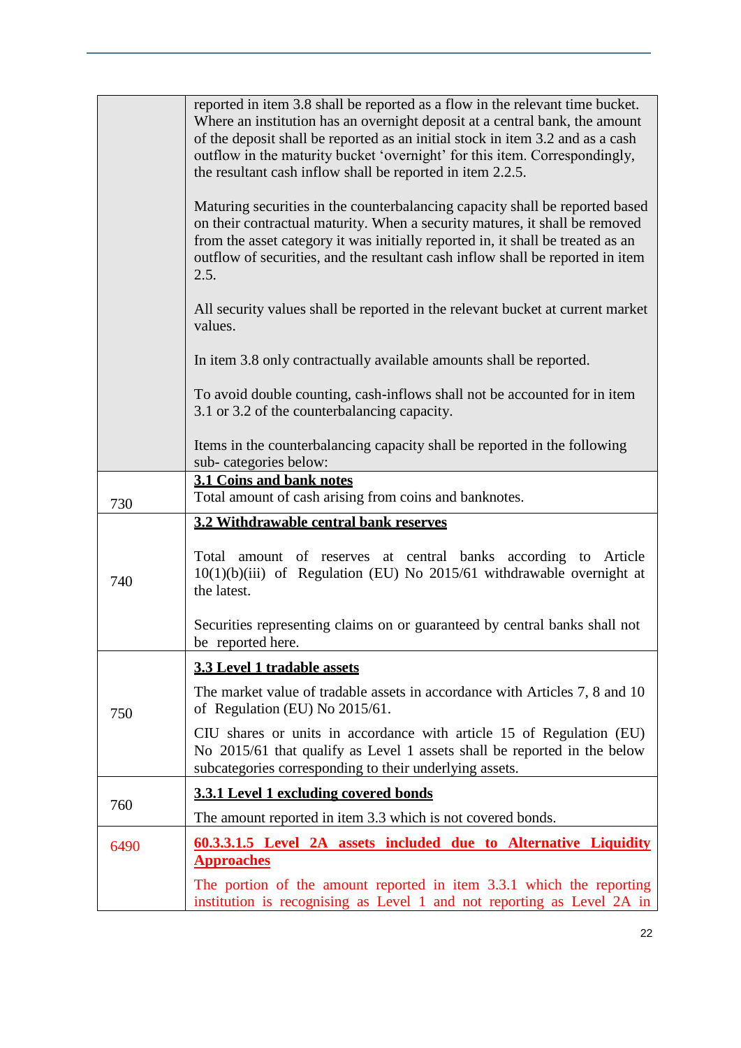| | |
|---|---|
| | reported in item 3.8 shall be reported as a flow in the relevant time bucket. Where an institution has an overnight deposit at a central bank, the amount of the deposit shall be reported as an initial stock in item 3.2 and as a cash outflow in the maturity bucket 'overnight' for this item. Correspondingly, the resultant cash inflow shall be reported in item 2.2.5.<br><br>Maturing securities in the counterbalancing capacity shall be reported based on their contractual maturity. When a security matures, it shall be removed from the asset category it was initially reported in, it shall be treated as an outflow of securities, and the resultant cash inflow shall be reported in item 2.5.<br><br>All security values shall be reported in the relevant bucket at current market values.<br><br>In item 3.8 only contractually available amounts shall be reported.<br><br>To avoid double counting, cash-inflows shall not be accounted for in item 3.1 or 3.2 of the counterbalancing capacity.<br><br>Items in the counterbalancing capacity shall be reported in the following sub- categories below: |
| 730 | **3.1 Coins and bank notes**<br>Total amount of cash arising from coins and banknotes. |
| 740 | **3.2 Withdrawable central bank reserves**<br><br>Total amount of reserves at central banks according to Article 10(1)(b)(iii) of Regulation (EU) No 2015/61 withdrawable overnight at the latest.<br><br>Securities representing claims on or guaranteed by central banks shall not be reported here. |
| 750 | **3.3 Level 1 tradable assets**<br><br>The market value of tradable assets in accordance with Articles 7, 8 and 10 of Regulation (EU) No 2015/61.<br><br>CIU shares or units in accordance with article 15 of Regulation (EU) No 2015/61 that qualify as Level 1 assets shall be reported in the below subcategories corresponding to their underlying assets. |
| 760 | **3.3.1 Level 1 excluding covered bonds**<br><br>The amount reported in item 3.3 which is not covered bonds. |
| 6490 | **60.3.3.1.5 Level 2A assets included due to Alternative Liquidity Approaches**<br><br>The portion of the amount reported in item 3.3.1 which the reporting institution is recognising as Level 1 and not reporting as Level 2A in |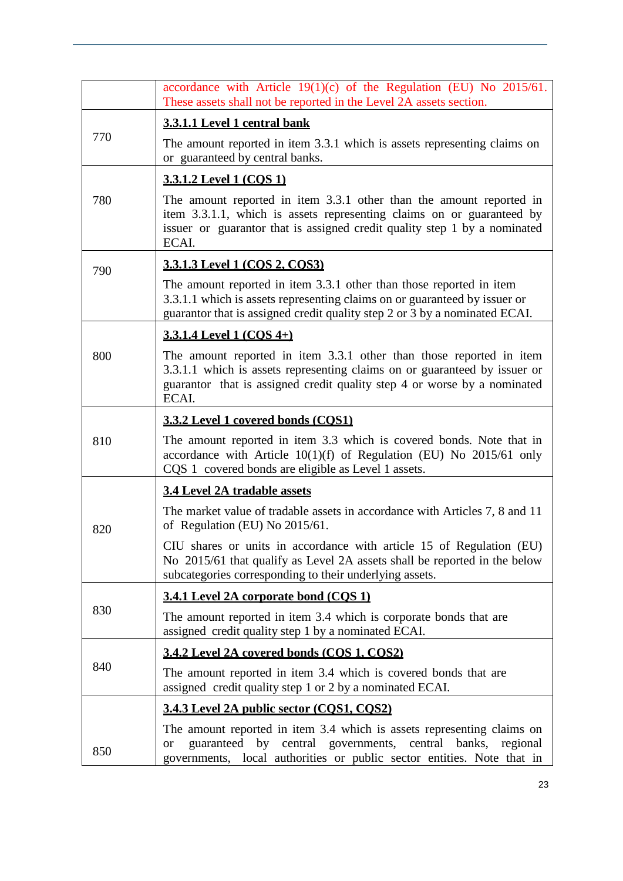| | |
|---|---|
| | accordance with Article 19(1)(c) of the Regulation (EU) No 2015/61. These assets shall not be reported in the Level 2A assets section. |
| 770 | **3.3.1.1 Level 1 central bank**<br><br>The amount reported in item 3.3.1 which is assets representing claims on or guaranteed by central banks. |
| 780 | **3.3.1.2 Level 1 (CQS 1)**<br><br>The amount reported in item 3.3.1 other than the amount reported in item 3.3.1.1, which is assets representing claims on or guaranteed by issuer or guarantor that is assigned credit quality step 1 by a nominated ECAI. |
| 790 | **3.3.1.3 Level 1 (CQS 2, CQS3)**<br><br>The amount reported in item 3.3.1 other than those reported in item 3.3.1.1 which is assets representing claims on or guaranteed by issuer or guarantor that is assigned credit quality step 2 or 3 by a nominated ECAI. |
| 800 | **3.3.1.4 Level 1 (CQS 4+)**<br><br>The amount reported in item 3.3.1 other than those reported in item 3.3.1.1 which is assets representing claims on or guaranteed by issuer or guarantor that is assigned credit quality step 4 or worse by a nominated ECAI. |
| 810 | **3.3.2 Level 1 covered bonds (CQS1)**<br><br>The amount reported in item 3.3 which is covered bonds. Note that in accordance with Article 10(1)(f) of Regulation (EU) No 2015/61 only CQS 1 covered bonds are eligible as Level 1 assets. |
| 820 | **3.4 Level 2A tradable assets**<br><br>The market value of tradable assets in accordance with Articles 7, 8 and 11 of Regulation (EU) No 2015/61.<br><br>CIU shares or units in accordance with article 15 of Regulation (EU) No 2015/61 that qualify as Level 2A assets shall be reported in the below subcategories corresponding to their underlying assets. |
| 830 | **3.4.1 Level 2A corporate bond (CQS 1)**<br><br>The amount reported in item 3.4 which is corporate bonds that are assigned credit quality step 1 by a nominated ECAI. |
| 840 | **3.4.2 Level 2A covered bonds (CQS 1, CQS2)**<br><br>The amount reported in item 3.4 which is covered bonds that are assigned credit quality step 1 or 2 by a nominated ECAI. |
| 850 | **3.4.3 Level 2A public sector (CQS1, CQS2)**<br><br>The amount reported in item 3.4 which is assets representing claims on or guaranteed by central governments, central banks, regional governments, local authorities or public sector entities. Note that in |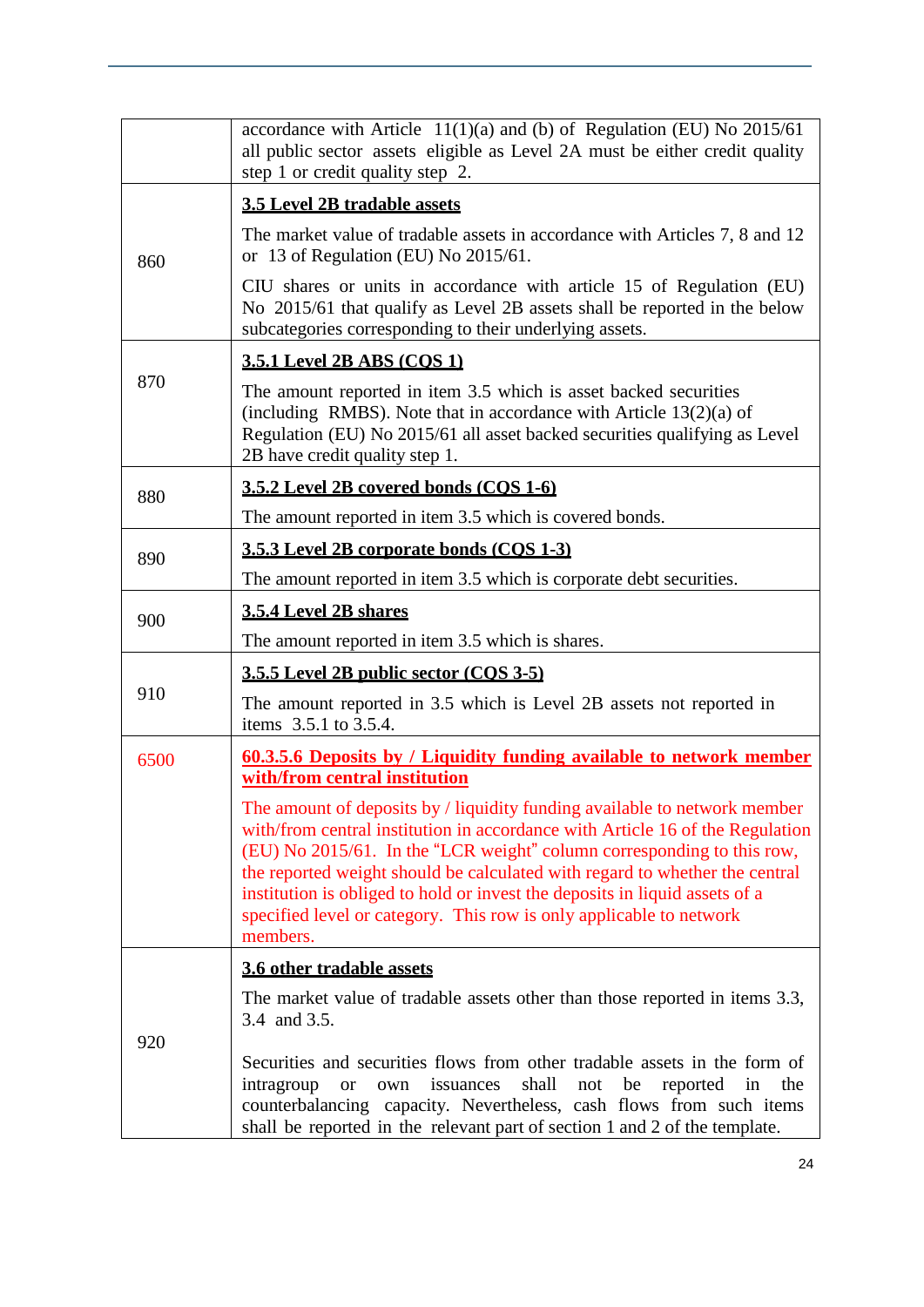|  |  |
|---|---|
|  | accordance with Article 11(1)(a) and (b) of Regulation (EU) No 2015/61 all public sector assets eligible as Level 2A must be either credit quality step 1 or credit quality step 2. |
| 860 | **3.5 Level 2B tradable assets**<br><br>The market value of tradable assets in accordance with Articles 7, 8 and 12 or 13 of Regulation (EU) No 2015/61.<br><br>CIU shares or units in accordance with article 15 of Regulation (EU) No 2015/61 that qualify as Level 2B assets shall be reported in the below subcategories corresponding to their underlying assets. |
| 870 | **3.5.1 Level 2B ABS (CQS 1)**<br><br>The amount reported in item 3.5 which is asset backed securities (including RMBS). Note that in accordance with Article 13(2)(a) of Regulation (EU) No 2015/61 all asset backed securities qualifying as Level 2B have credit quality step 1. |
| 880 | **3.5.2 Level 2B covered bonds (CQS 1-6)**<br><br>The amount reported in item 3.5 which is covered bonds. |
| 890 | **3.5.3 Level 2B corporate bonds (CQS 1-3)**<br><br>The amount reported in item 3.5 which is corporate debt securities. |
| 900 | **3.5.4 Level 2B shares**<br><br>The amount reported in item 3.5 which is shares. |
| 910 | **3.5.5 Level 2B public sector (CQS 3-5)**<br><br>The amount reported in 3.5 which is Level 2B assets not reported in items 3.5.1 to 3.5.4. |
| 6500 | **60.3.5.6 Deposits by / Liquidity funding available to network member with/from central institution**<br><br>The amount of deposits by / liquidity funding available to network member with/from central institution in accordance with Article 16 of the Regulation (EU) No 2015/61. In the "LCR weight" column corresponding to this row, the reported weight should be calculated with regard to whether the central institution is obliged to hold or invest the deposits in liquid assets of a specified level or category. This row is only applicable to network members. |
| 920 | **3.6 other tradable assets**<br><br>The market value of tradable assets other than those reported in items 3.3, 3.4 and 3.5.<br><br>Securities and securities flows from other tradable assets in the form of intragroup or own issuances shall not be reported in the counterbalancing capacity. Nevertheless, cash flows from such items shall be reported in the relevant part of section 1 and 2 of the template. |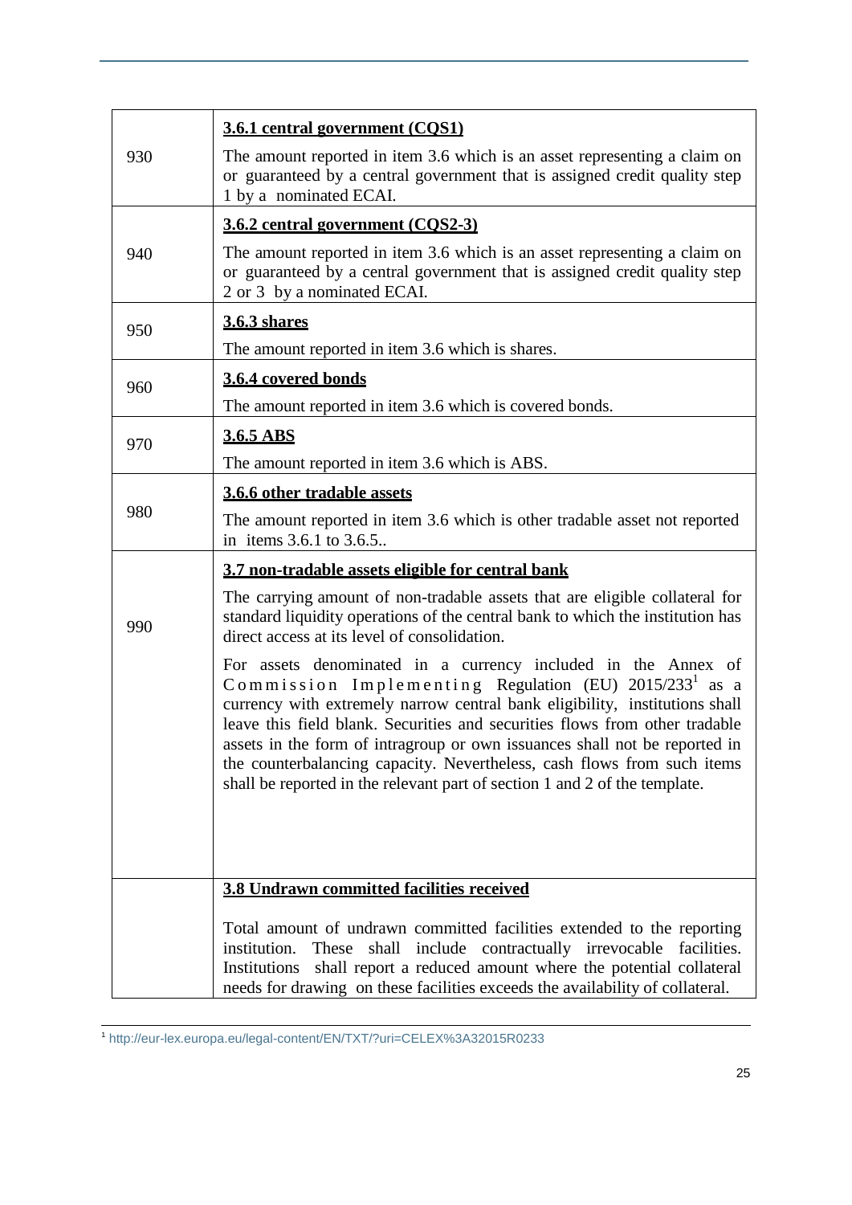| | |
|---|---|
| 930 | **3.6.1 central government (CQS1)**<br><br>The amount reported in item 3.6 which is an asset representing a claim on or guaranteed by a central government that is assigned credit quality step 1 by a nominated ECAI. |
| 940 | **3.6.2 central government (CQS2-3)**<br><br>The amount reported in item 3.6 which is an asset representing a claim on or guaranteed by a central government that is assigned credit quality step 2 or 3 by a nominated ECAI. |
| 950 | **3.6.3 shares**<br><br>The amount reported in item 3.6 which is shares. |
| 960 | **3.6.4 covered bonds**<br><br>The amount reported in item 3.6 which is covered bonds. |
| 970 | **3.6.5 ABS**<br><br>The amount reported in item 3.6 which is ABS. |
| 980 | **3.6.6 other tradable assets**<br><br>The amount reported in item 3.6 which is other tradable asset not reported in items 3.6.1 to 3.6.5.. |
| 990 | **3.7 non-tradable assets eligible for central bank**<br><br>The carrying amount of non-tradable assets that are eligible collateral for standard liquidity operations of the central bank to which the institution has direct access at its level of consolidation.<br><br>For assets denominated in a currency included in the Annex of Commission Implementing Regulation (EU) 2015/233[1] as a currency with extremely narrow central bank eligibility, institutions shall leave this field blank. Securities and securities flows from other tradable assets in the form of intragroup or own issuances shall not be reported in the counterbalancing capacity. Nevertheless, cash flows from such items shall be reported in the relevant part of section 1 and 2 of the template. |
| | **3.8 Undrawn committed facilities received**<br><br>Total amount of undrawn committed facilities extended to the reporting institution. These shall include contractually irrevocable facilities. Institutions shall report a reduced amount where the potential collateral needs for drawing on these facilities exceeds the availability of collateral. |

[1] http://eur-lex.europa.eu/legal-content/EN/TXT/?uri=CELEX%3A32015R0233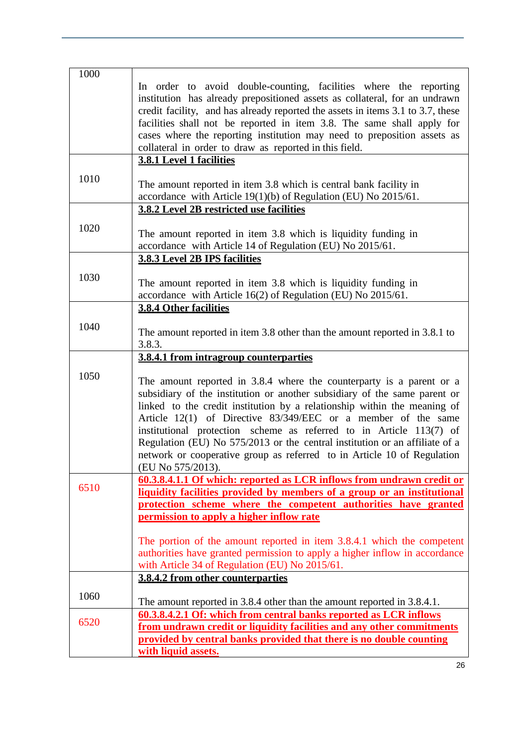| | |
|---|---|
| 1000 | In order to avoid double-counting, facilities where the reporting institution has already prepositioned assets as collateral, for an undrawn credit facility, and has already reported the assets in items 3.1 to 3.7, these facilities shall not be reported in item 3.8. The same shall apply for cases where the reporting institution may need to preposition assets as collateral in order to draw as reported in this field. |
| 1010 | **3.8.1 Level 1 facilities**<br><br>The amount reported in item 3.8 which is central bank facility in accordance with Article 19(1)(b) of Regulation (EU) No 2015/61. |
| 1020 | **3.8.2 Level 2B restricted use facilities**<br><br>The amount reported in item 3.8 which is liquidity funding in accordance with Article 14 of Regulation (EU) No 2015/61. |
| 1030 | **3.8.3 Level 2B IPS facilities**<br><br>The amount reported in item 3.8 which is liquidity funding in accordance with Article 16(2) of Regulation (EU) No 2015/61. |
| 1040 | **3.8.4 Other facilities**<br><br>The amount reported in item 3.8 other than the amount reported in 3.8.1 to 3.8.3. |
| 1050 | **3.8.4.1 from intragroup counterparties**<br><br>The amount reported in 3.8.4 where the counterparty is a parent or a subsidiary of the institution or another subsidiary of the same parent or linked to the credit institution by a relationship within the meaning of Article 12(1) of Directive 83/349/EEC or a member of the same institutional protection scheme as referred to in Article 113(7) of Regulation (EU) No 575/2013 or the central institution or an affiliate of a network or cooperative group as referred to in Article 10 of Regulation (EU No 575/2013). |
| 6510 | **60.3.8.4.1.1 Of which: reported as LCR inflows from undrawn credit or liquidity facilities provided by members of a group or an institutional protection scheme where the competent authorities have granted permission to apply a higher inflow rate**<br><br>The portion of the amount reported in item 3.8.4.1 which the competent authorities have granted permission to apply a higher inflow in accordance with Article 34 of Regulation (EU) No 2015/61. |
| 1060 | **3.8.4.2 from other counterparties**<br><br>The amount reported in 3.8.4 other than the amount reported in 3.8.4.1. |
| 6520 | **60.3.8.4.2.1 Of: which from central banks reported as LCR inflows from undrawn credit or liquidity facilities and any other commitments provided by central banks provided that there is no double counting with liquid assets.** |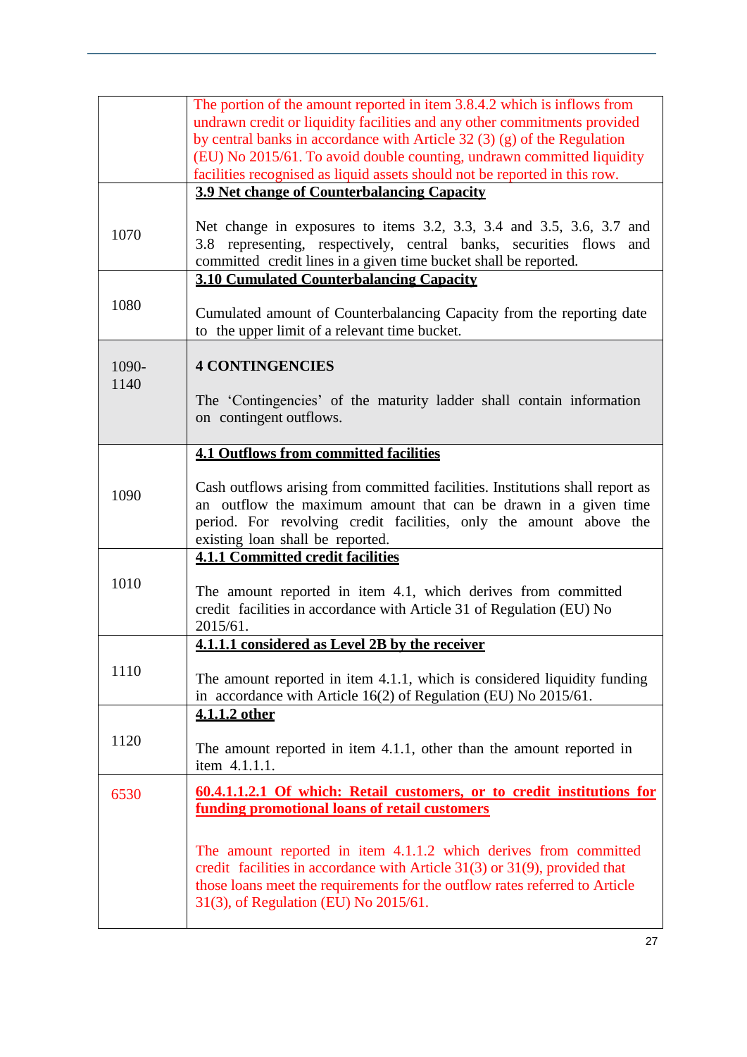| | |
|---|---|
| | The portion of the amount reported in item 3.8.4.2 which is inflows from undrawn credit or liquidity facilities and any other commitments provided by central banks in accordance with Article 32 (3) (g) of the Regulation (EU) No 2015/61. To avoid double counting, undrawn committed liquidity facilities recognised as liquid assets should not be reported in this row. |
| 1070 | **3.9 Net change of Counterbalancing Capacity**<br><br>Net change in exposures to items 3.2, 3.3, 3.4 and 3.5, 3.6, 3.7 and 3.8 representing, respectively, central banks, securities flows and committed credit lines in a given time bucket shall be reported. |
| 1080 | **3.10 Cumulated Counterbalancing Capacity**<br><br>Cumulated amount of Counterbalancing Capacity from the reporting date to the upper limit of a relevant time bucket. |
| 1090-1140 | **4 CONTINGENCIES**<br><br>The 'Contingencies' of the maturity ladder shall contain information on contingent outflows. |
| 1090 | **4.1 Outflows from committed facilities**<br><br>Cash outflows arising from committed facilities. Institutions shall report as an outflow the maximum amount that can be drawn in a given time period. For revolving credit facilities, only the amount above the existing loan shall be reported. |
| 1010 | **4.1.1 Committed credit facilities**<br><br>The amount reported in item 4.1, which derives from committed credit facilities in accordance with Article 31 of Regulation (EU) No 2015/61. |
| 1110 | **4.1.1.1 considered as Level 2B by the receiver**<br><br>The amount reported in item 4.1.1, which is considered liquidity funding in accordance with Article 16(2) of Regulation (EU) No 2015/61. |
| 1120 | **4.1.1.2 other**<br><br>The amount reported in item 4.1.1, other than the amount reported in item 4.1.1.1. |
| 6530 | **60.4.1.1.2.1 Of which: Retail customers, or to credit institutions for funding promotional loans of retail customers**<br><br>The amount reported in item 4.1.1.2 which derives from committed credit facilities in accordance with Article 31(3) or 31(9), provided that those loans meet the requirements for the outflow rates referred to Article 31(3), of Regulation (EU) No 2015/61. |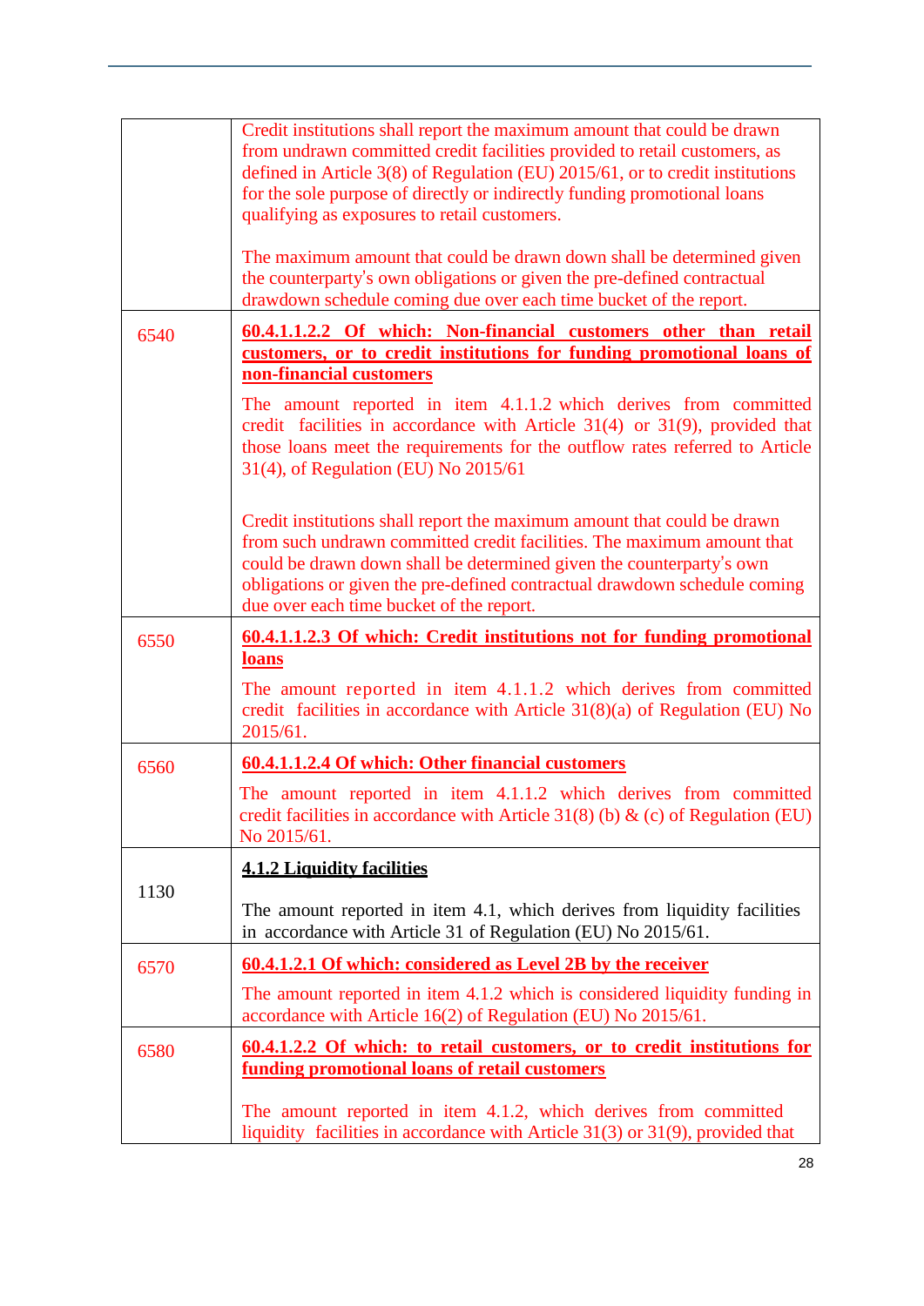| | |
|---|---|
| | Credit institutions shall report the maximum amount that could be drawn from undrawn committed credit facilities provided to retail customers, as defined in Article 3(8) of Regulation (EU) 2015/61, or to credit institutions for the sole purpose of directly or indirectly funding promotional loans qualifying as exposures to retail customers.<br><br>The maximum amount that could be drawn down shall be determined given the counterparty's own obligations or given the pre-defined contractual drawdown schedule coming due over each time bucket of the report. |
| 6540 | **<u>60.4.1.1.2.2 Of which: Non-financial customers other than retail customers, or to credit institutions for funding promotional loans of non-financial customers</u>**<br><br>The amount reported in item 4.1.1.2 which derives from committed credit facilities in accordance with Article 31(4) or 31(9), provided that those loans meet the requirements for the outflow rates referred to Article 31(4), of Regulation (EU) No 2015/61<br><br>Credit institutions shall report the maximum amount that could be drawn from such undrawn committed credit facilities. The maximum amount that could be drawn down shall be determined given the counterparty's own obligations or given the pre-defined contractual drawdown schedule coming due over each time bucket of the report. |
| 6550 | **<u>60.4.1.1.2.3 Of which: Credit institutions not for funding promotional loans</u>**<br><br>The amount reported in item 4.1.1.2 which derives from committed credit facilities in accordance with Article 31(8)(a) of Regulation (EU) No 2015/61. |
| 6560 | **<u>60.4.1.1.2.4 Of which: Other financial customers</u>**<br><br>The amount reported in item 4.1.1.2 which derives from committed credit facilities in accordance with Article 31(8) (b) & (c) of Regulation (EU) No 2015/61. |
| 1130 | **<u>4.1.2 Liquidity facilities</u>**<br><br>The amount reported in item 4.1, which derives from liquidity facilities in accordance with Article 31 of Regulation (EU) No 2015/61. |
| 6570 | **<u>60.4.1.2.1 Of which: considered as Level 2B by the receiver</u>**<br><br>The amount reported in item 4.1.2 which is considered liquidity funding in accordance with Article 16(2) of Regulation (EU) No 2015/61. |
| 6580 | **<u>60.4.1.2.2 Of which: to retail customers, or to credit institutions for funding promotional loans of retail customers</u>**<br><br>The amount reported in item 4.1.2, which derives from committed liquidity facilities in accordance with Article 31(3) or 31(9), provided that |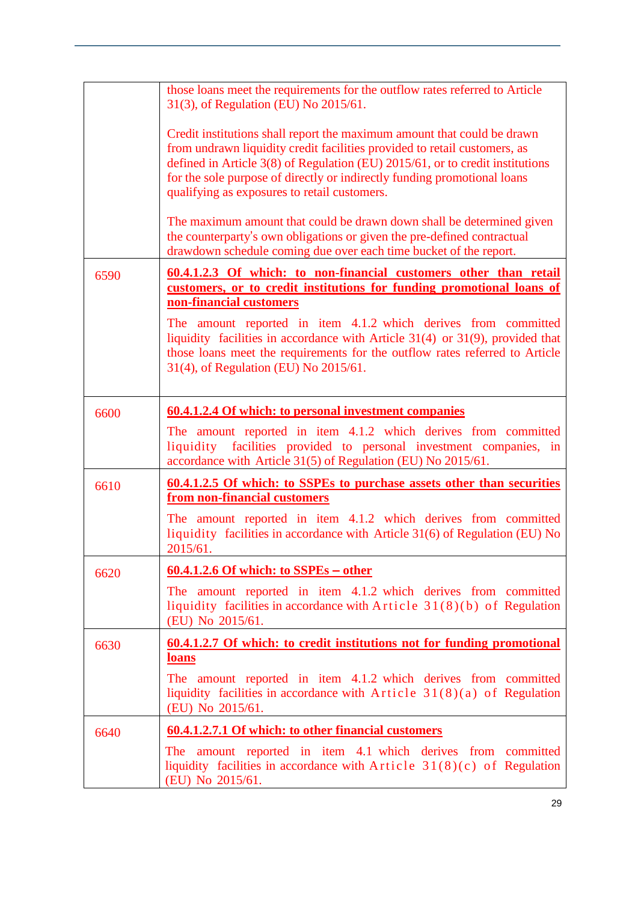| | |
|---|---|
| | those loans meet the requirements for the outflow rates referred to Article 31(3), of Regulation (EU) No 2015/61.<br><br>Credit institutions shall report the maximum amount that could be drawn from undrawn liquidity credit facilities provided to retail customers, as defined in Article 3(8) of Regulation (EU) 2015/61, or to credit institutions for the sole purpose of directly or indirectly funding promotional loans qualifying as exposures to retail customers.<br><br>The maximum amount that could be drawn down shall be determined given the counterparty's own obligations or given the pre-defined contractual drawdown schedule coming due over each time bucket of the report. |
| 6590 | **60.4.1.2.3 Of which: to non-financial customers other than retail customers, or to credit institutions for funding promotional loans of non-financial customers**<br><br>The amount reported in item 4.1.2 which derives from committed liquidity facilities in accordance with Article 31(4) or 31(9), provided that those loans meet the requirements for the outflow rates referred to Article 31(4), of Regulation (EU) No 2015/61. |
| 6600 | **60.4.1.2.4 Of which: to personal investment companies**<br><br>The amount reported in item 4.1.2 which derives from committed liquidity facilities provided to personal investment companies, in accordance with Article 31(5) of Regulation (EU) No 2015/61. |
| 6610 | **60.4.1.2.5 Of which: to SSPEs to purchase assets other than securities from non-financial customers**<br><br>The amount reported in item 4.1.2 which derives from committed liquidity facilities in accordance with Article 31(6) of Regulation (EU) No 2015/61. |
| 6620 | **60.4.1.2.6 Of which: to SSPEs – other**<br><br>The amount reported in item 4.1.2 which derives from committed liquidity facilities in accordance with Article 31(8)(b) of Regulation (EU) No 2015/61. |
| 6630 | **60.4.1.2.7 Of which: to credit institutions not for funding promotional loans**<br><br>The amount reported in item 4.1.2 which derives from committed liquidity facilities in accordance with Article 31(8)(a) of Regulation (EU) No 2015/61. |
| 6640 | **60.4.1.2.7.1 Of which: to other financial customers**<br><br>The amount reported in item 4.1 which derives from committed liquidity facilities in accordance with Article 31(8)(c) of Regulation (EU) No 2015/61. |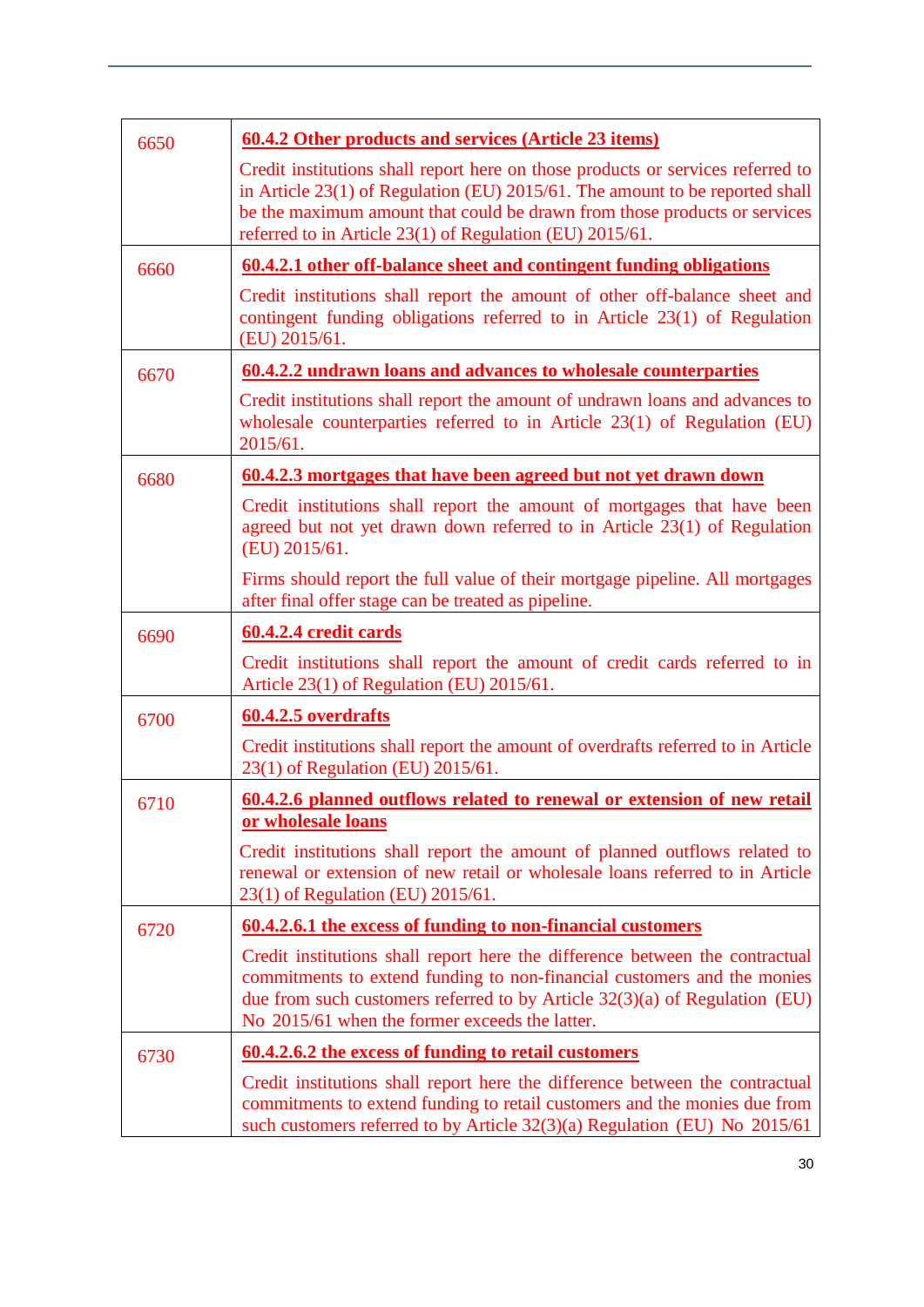| | |
|---|---|
| 6650 | **60.4.2 Other products and services (Article 23 items)**<br><br>Credit institutions shall report here on those products or services referred to in Article 23(1) of Regulation (EU) 2015/61. The amount to be reported shall be the maximum amount that could be drawn from those products or services referred to in Article 23(1) of Regulation (EU) 2015/61. |
| 6660 | **60.4.2.1 other off-balance sheet and contingent funding obligations**<br><br>Credit institutions shall report the amount of other off-balance sheet and contingent funding obligations referred to in Article 23(1) of Regulation (EU) 2015/61. |
| 6670 | **60.4.2.2 undrawn loans and advances to wholesale counterparties**<br><br>Credit institutions shall report the amount of undrawn loans and advances to wholesale counterparties referred to in Article 23(1) of Regulation (EU) 2015/61. |
| 6680 | **60.4.2.3 mortgages that have been agreed but not yet drawn down**<br><br>Credit institutions shall report the amount of mortgages that have been agreed but not yet drawn down referred to in Article 23(1) of Regulation (EU) 2015/61.<br><br>Firms should report the full value of their mortgage pipeline. All mortgages after final offer stage can be treated as pipeline. |
| 6690 | **60.4.2.4 credit cards**<br><br>Credit institutions shall report the amount of credit cards referred to in Article 23(1) of Regulation (EU) 2015/61. |
| 6700 | **60.4.2.5 overdrafts**<br><br>Credit institutions shall report the amount of overdrafts referred to in Article 23(1) of Regulation (EU) 2015/61. |
| 6710 | **60.4.2.6 planned outflows related to renewal or extension of new retail or wholesale loans**<br><br>Credit institutions shall report the amount of planned outflows related to renewal or extension of new retail or wholesale loans referred to in Article 23(1) of Regulation (EU) 2015/61. |
| 6720 | **60.4.2.6.1 the excess of funding to non-financial customers**<br><br>Credit institutions shall report here the difference between the contractual commitments to extend funding to non-financial customers and the monies due from such customers referred to by Article 32(3)(a) of Regulation (EU) No 2015/61 when the former exceeds the latter. |
| 6730 | **60.4.2.6.2 the excess of funding to retail customers**<br><br>Credit institutions shall report here the difference between the contractual commitments to extend funding to retail customers and the monies due from such customers referred to by Article 32(3)(a) Regulation (EU) No 2015/61 |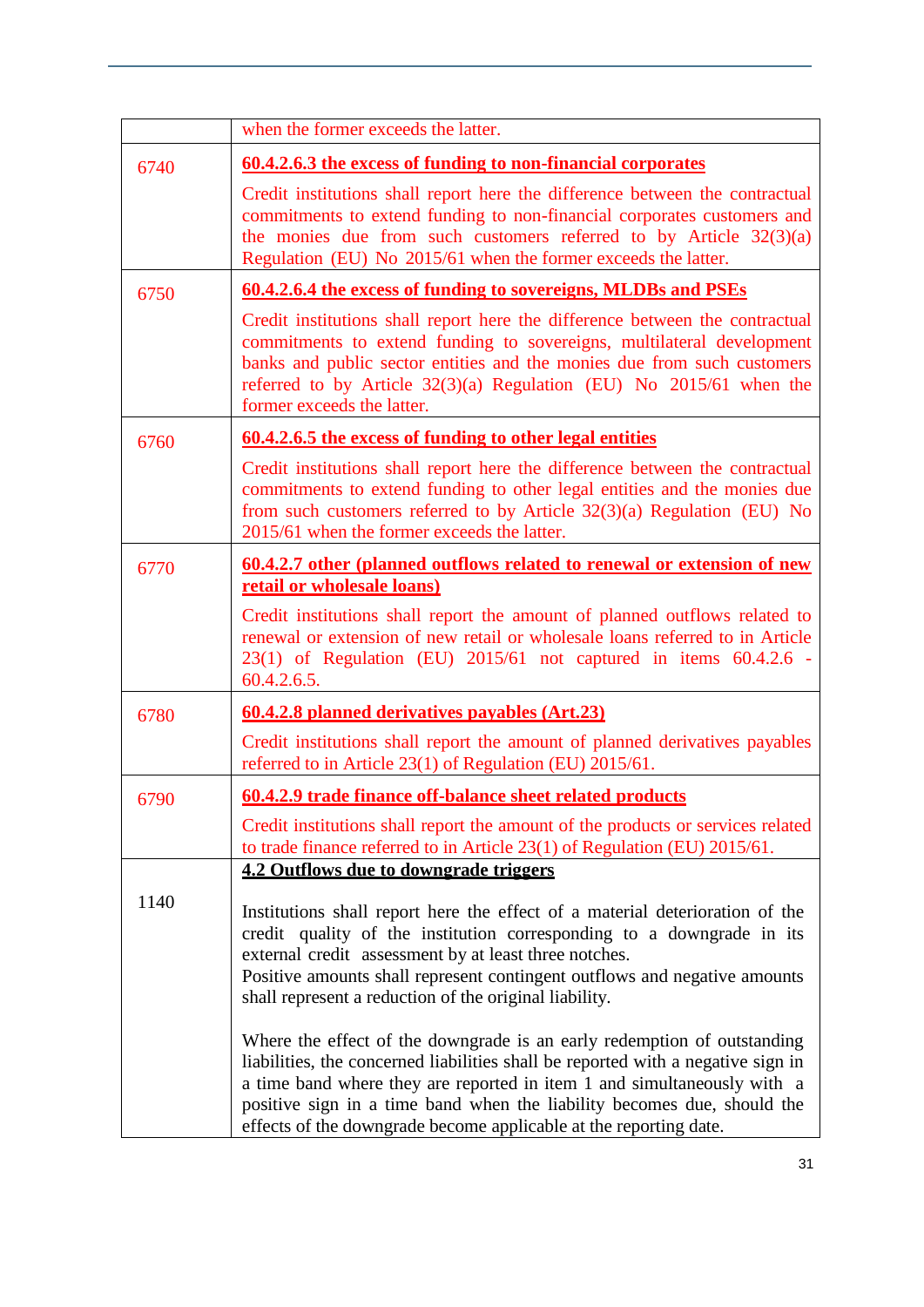| | |
|---|---|
| | when the former exceeds the latter. |
| 6740 | **60.4.2.6.3 the excess of funding to non-financial corporates**<br><br>Credit institutions shall report here the difference between the contractual commitments to extend funding to non-financial corporates customers and the monies due from such customers referred to by Article 32(3)(a) Regulation (EU) No 2015/61 when the former exceeds the latter. |
| 6750 | **60.4.2.6.4 the excess of funding to sovereigns, MLDBs and PSEs**<br><br>Credit institutions shall report here the difference between the contractual commitments to extend funding to sovereigns, multilateral development banks and public sector entities and the monies due from such customers referred to by Article 32(3)(a) Regulation (EU) No 2015/61 when the former exceeds the latter. |
| 6760 | **60.4.2.6.5 the excess of funding to other legal entities**<br><br>Credit institutions shall report here the difference between the contractual commitments to extend funding to other legal entities and the monies due from such customers referred to by Article 32(3)(a) Regulation (EU) No 2015/61 when the former exceeds the latter. |
| 6770 | **60.4.2.7 other (planned outflows related to renewal or extension of new retail or wholesale loans)**<br><br>Credit institutions shall report the amount of planned outflows related to renewal or extension of new retail or wholesale loans referred to in Article 23(1) of Regulation (EU) 2015/61 not captured in items 60.4.2.6 - 60.4.2.6.5. |
| 6780 | **60.4.2.8 planned derivatives payables (Art.23)**<br><br>Credit institutions shall report the amount of planned derivatives payables referred to in Article 23(1) of Regulation (EU) 2015/61. |
| 6790 | **60.4.2.9 trade finance off-balance sheet related products**<br><br>Credit institutions shall report the amount of the products or services related to trade finance referred to in Article 23(1) of Regulation (EU) 2015/61. |
| 1140 | **4.2 Outflows due to downgrade triggers**<br><br>Institutions shall report here the effect of a material deterioration of the credit quality of the institution corresponding to a downgrade in its external credit assessment by at least three notches.<br>Positive amounts shall represent contingent outflows and negative amounts shall represent a reduction of the original liability.<br><br>Where the effect of the downgrade is an early redemption of outstanding liabilities, the concerned liabilities shall be reported with a negative sign in a time band where they are reported in item 1 and simultaneously with a positive sign in a time band when the liability becomes due, should the effects of the downgrade become applicable at the reporting date. |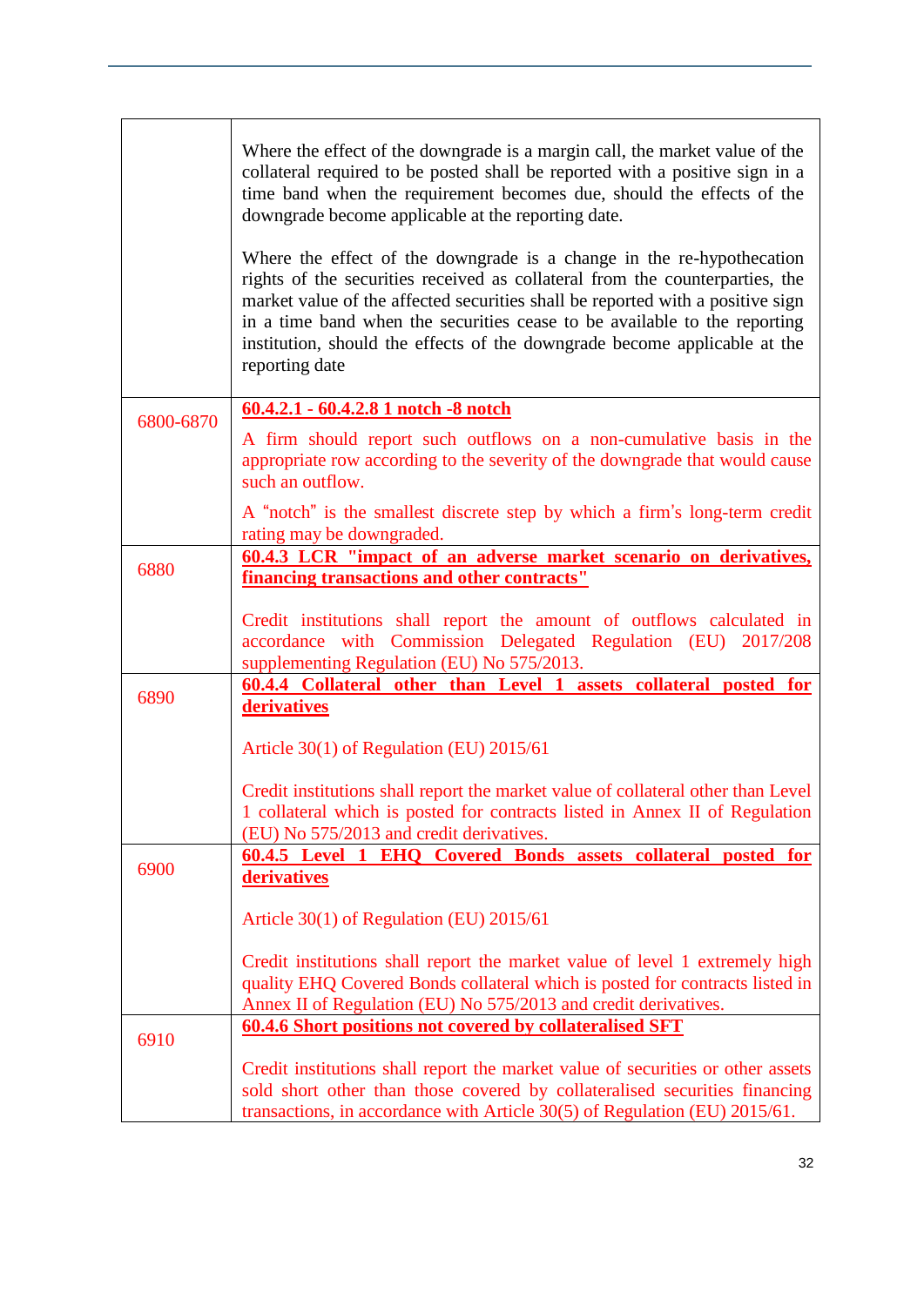| | |
|---|---|
| | Where the effect of the downgrade is a margin call, the market value of the collateral required to be posted shall be reported with a positive sign in a time band when the requirement becomes due, should the effects of the downgrade become applicable at the reporting date.<br><br>Where the effect of the downgrade is a change in the re-hypothecation rights of the securities received as collateral from the counterparties, the market value of the affected securities shall be reported with a positive sign in a time band when the securities cease to be available to the reporting institution, should the effects of the downgrade become applicable at the reporting date |
| 6800-6870 | **60.4.2.1 - 60.4.2.8 1 notch -8 notch**<br><br>A firm should report such outflows on a non-cumulative basis in the appropriate row according to the severity of the downgrade that would cause such an outflow.<br><br>A "notch" is the smallest discrete step by which a firm's long-term credit rating may be downgraded. |
| 6880 | **60.4.3 LCR "impact of an adverse market scenario on derivatives, financing transactions and other contracts"**<br><br>Credit institutions shall report the amount of outflows calculated in accordance with Commission Delegated Regulation (EU) 2017/208 supplementing Regulation (EU) No 575/2013. |
| 6890 | **60.4.4 Collateral other than Level 1 assets collateral posted for derivatives**<br><br>Article 30(1) of Regulation (EU) 2015/61<br><br>Credit institutions shall report the market value of collateral other than Level 1 collateral which is posted for contracts listed in Annex II of Regulation (EU) No 575/2013 and credit derivatives. |
| 6900 | **60.4.5 Level 1 EHQ Covered Bonds assets collateral posted for derivatives**<br><br>Article 30(1) of Regulation (EU) 2015/61<br><br>Credit institutions shall report the market value of level 1 extremely high quality EHQ Covered Bonds collateral which is posted for contracts listed in Annex II of Regulation (EU) No 575/2013 and credit derivatives. |
| 6910 | **60.4.6 Short positions not covered by collateralised SFT**<br><br>Credit institutions shall report the market value of securities or other assets sold short other than those covered by collateralised securities financing transactions, in accordance with Article 30(5) of Regulation (EU) 2015/61. |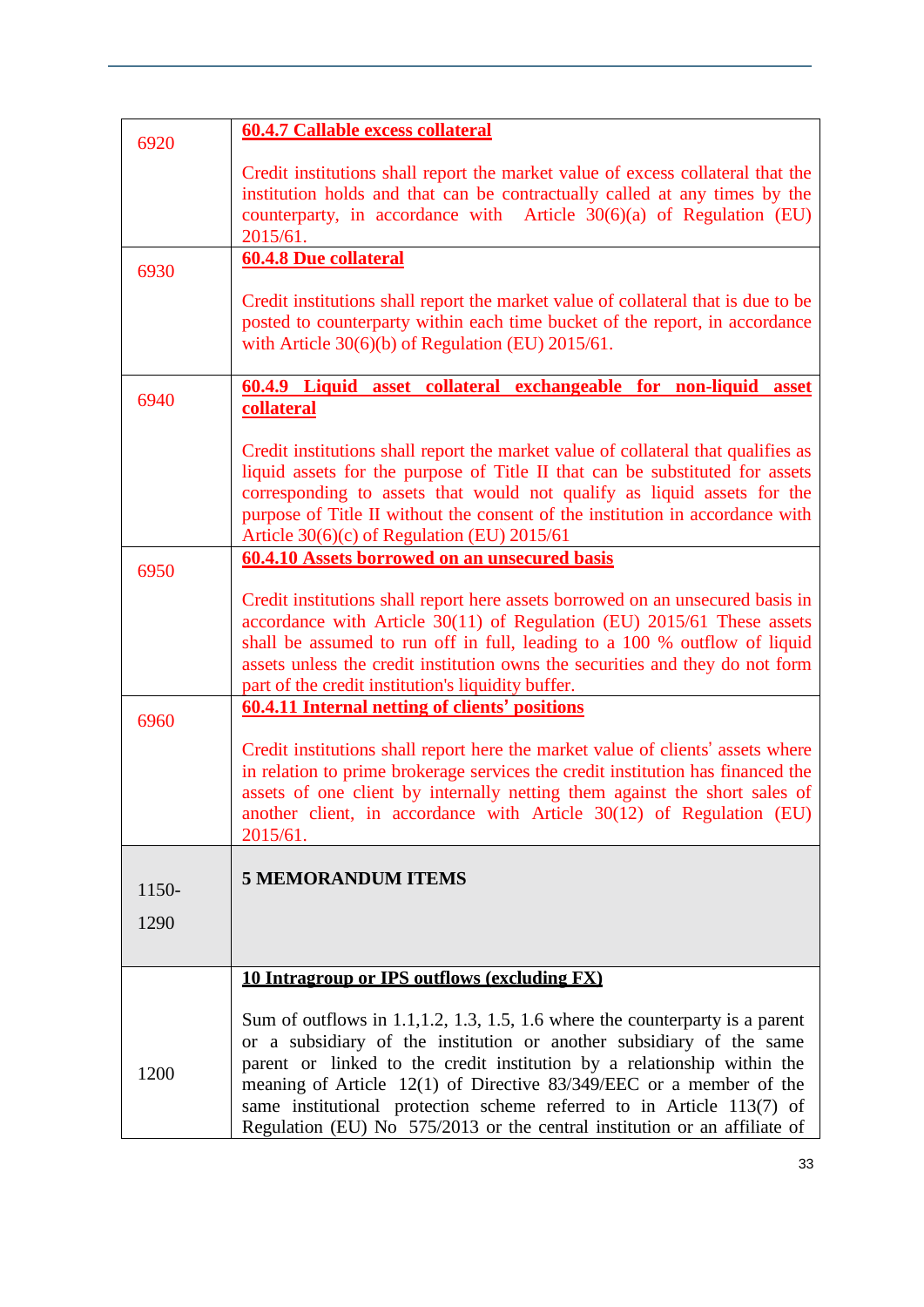| | |
|---|---|
| 6920 | **60.4.7 Callable excess collateral**<br><br>Credit institutions shall report the market value of excess collateral that the institution holds and that can be contractually called at any times by the counterparty, in accordance with Article 30(6)(a) of Regulation (EU) 2015/61. |
| 6930 | **60.4.8 Due collateral**<br><br>Credit institutions shall report the market value of collateral that is due to be posted to counterparty within each time bucket of the report, in accordance with Article 30(6)(b) of Regulation (EU) 2015/61. |
| 6940 | **60.4.9 Liquid asset collateral exchangeable for non-liquid asset collateral**<br><br>Credit institutions shall report the market value of collateral that qualifies as liquid assets for the purpose of Title II that can be substituted for assets corresponding to assets that would not qualify as liquid assets for the purpose of Title II without the consent of the institution in accordance with Article 30(6)(c) of Regulation (EU) 2015/61 |
| 6950 | **60.4.10 Assets borrowed on an unsecured basis**<br><br>Credit institutions shall report here assets borrowed on an unsecured basis in accordance with Article 30(11) of Regulation (EU) 2015/61 These assets shall be assumed to run off in full, leading to a 100 % outflow of liquid assets unless the credit institution owns the securities and they do not form part of the credit institution's liquidity buffer. |
| 6960 | **60.4.11 Internal netting of clients' positions**<br><br>Credit institutions shall report here the market value of clients' assets where in relation to prime brokerage services the credit institution has financed the assets of one client by internally netting them against the short sales of another client, in accordance with Article 30(12) of Regulation (EU) 2015/61. |
| 1150-1290 | **5 MEMORANDUM ITEMS** |
| 1200 | **10 Intragroup or IPS outflows (excluding FX)**<br><br>Sum of outflows in 1.1,1.2, 1.3, 1.5, 1.6 where the counterparty is a parent or a subsidiary of the institution or another subsidiary of the same parent or linked to the credit institution by a relationship within the meaning of Article 12(1) of Directive 83/349/EEC or a member of the same institutional protection scheme referred to in Article 113(7) of Regulation (EU) No 575/2013 or the central institution or an affiliate of |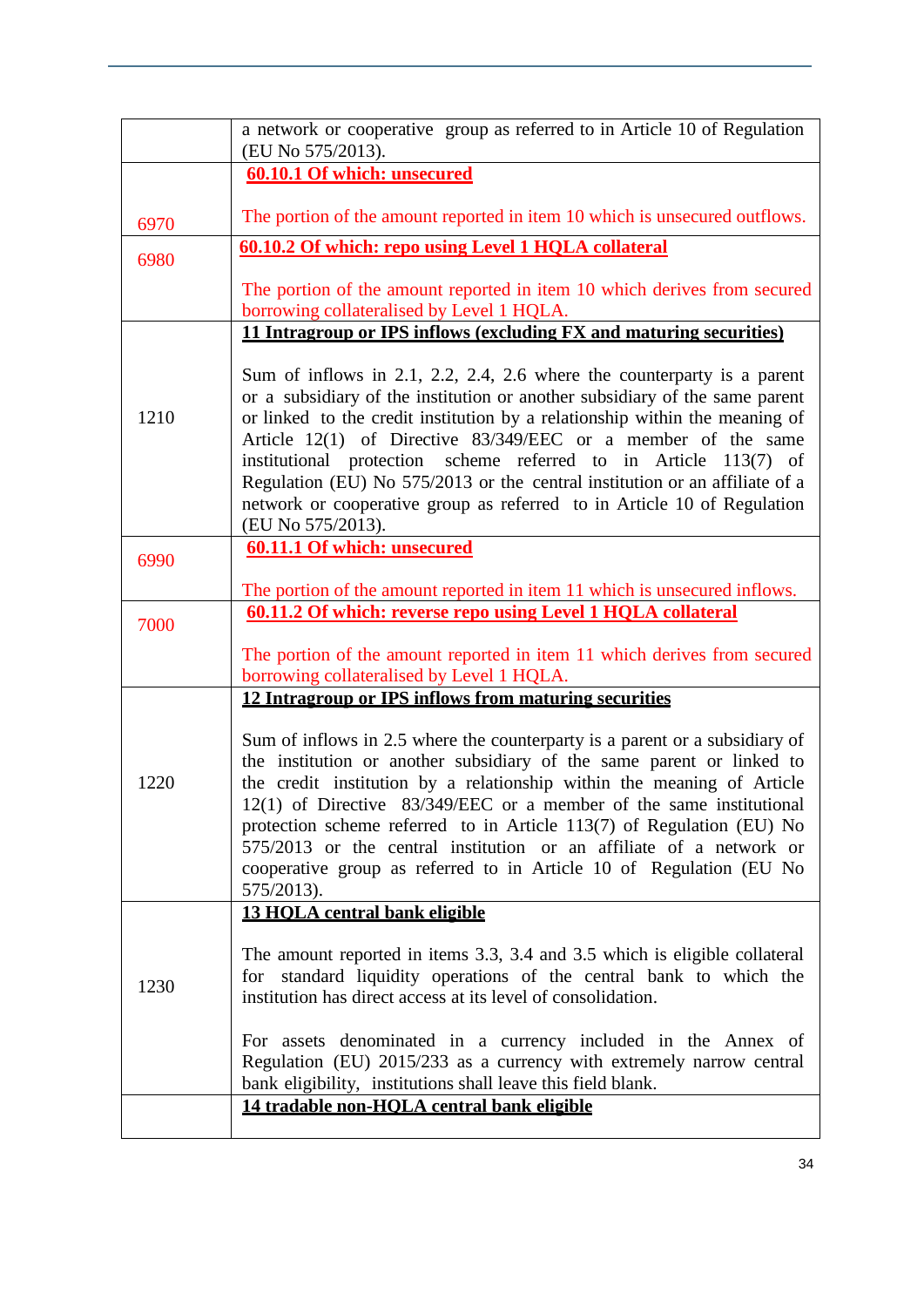| | |
|---|---|
| | a network or cooperative group as referred to in Article 10 of Regulation (EU No 575/2013). |
| 6970 | **60.10.1 Of which: unsecured**<br><br>The portion of the amount reported in item 10 which is unsecured outflows. |
| 6980 | **60.10.2 Of which: repo using Level 1 HQLA collateral**<br><br>The portion of the amount reported in item 10 which derives from secured borrowing collateralised by Level 1 HQLA. |
| 1210 | **11 Intragroup or IPS inflows (excluding FX and maturing securities)**<br><br>Sum of inflows in 2.1, 2.2, 2.4, 2.6 where the counterparty is a parent or a subsidiary of the institution or another subsidiary of the same parent or linked to the credit institution by a relationship within the meaning of Article 12(1) of Directive 83/349/EEC or a member of the same institutional protection scheme referred to in Article 113(7) of Regulation (EU) No 575/2013 or the central institution or an affiliate of a network or cooperative group as referred to in Article 10 of Regulation (EU No 575/2013). |
| 6990 | **60.11.1 Of which: unsecured**<br><br>The portion of the amount reported in item 11 which is unsecured inflows. |
| 7000 | **60.11.2 Of which: reverse repo using Level 1 HQLA collateral**<br><br>The portion of the amount reported in item 11 which derives from secured borrowing collateralised by Level 1 HQLA. |
| 1220 | **12 Intragroup or IPS inflows from maturing securities**<br><br>Sum of inflows in 2.5 where the counterparty is a parent or a subsidiary of the institution or another subsidiary of the same parent or linked to the credit institution by a relationship within the meaning of Article 12(1) of Directive 83/349/EEC or a member of the same institutional protection scheme referred to in Article 113(7) of Regulation (EU) No 575/2013 or the central institution or an affiliate of a network or cooperative group as referred to in Article 10 of Regulation (EU No 575/2013). |
| 1230 | **13 HQLA central bank eligible**<br><br>The amount reported in items 3.3, 3.4 and 3.5 which is eligible collateral for standard liquidity operations of the central bank to which the institution has direct access at its level of consolidation.<br><br>For assets denominated in a currency included in the Annex of Regulation (EU) 2015/233 as a currency with extremely narrow central bank eligibility, institutions shall leave this field blank. |
| | **14 tradable non-HQLA central bank eligible** |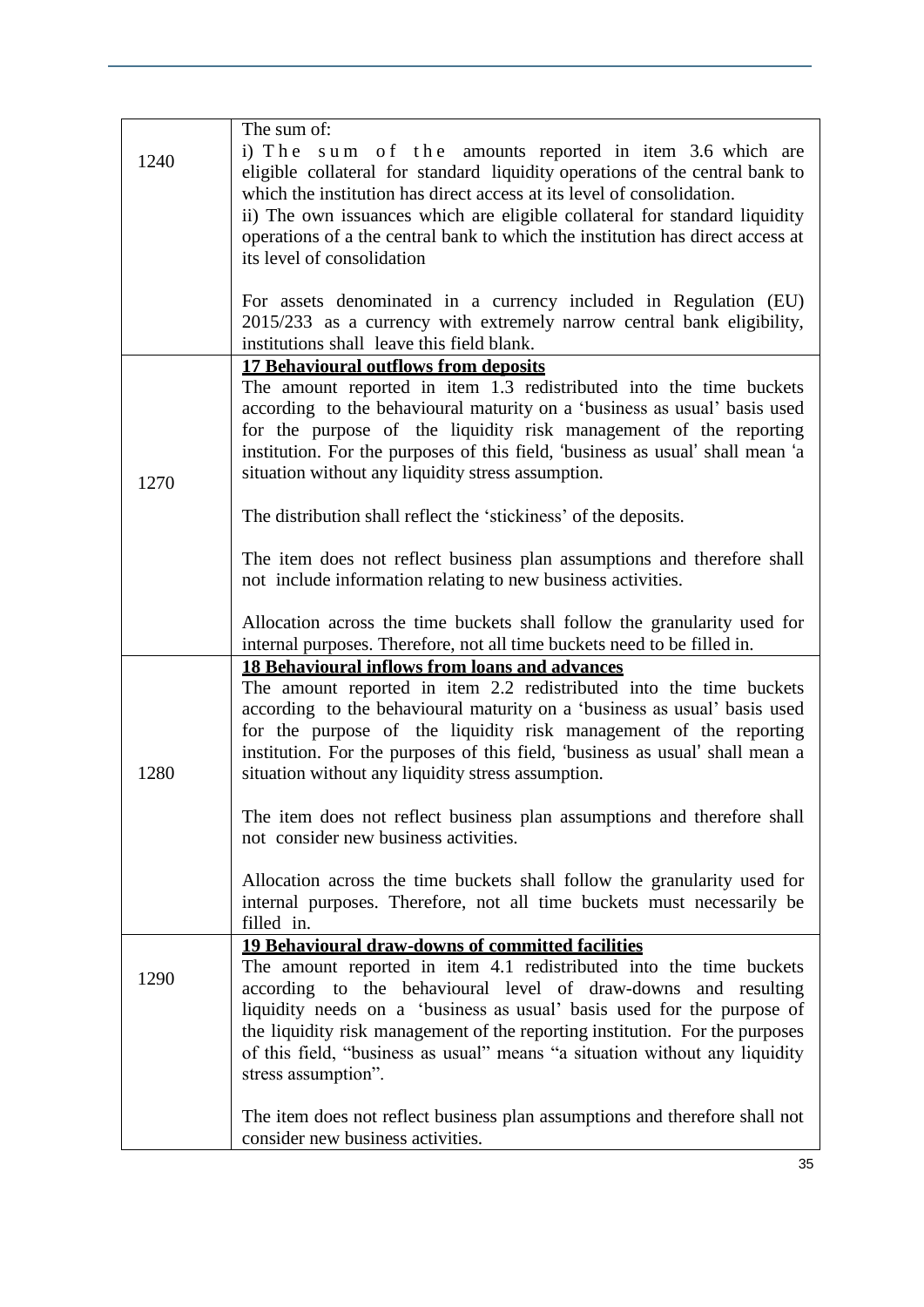| | |
|---|---|
| 1240 | The sum of:<br>i) The sum of the amounts reported in item 3.6 which are eligible collateral for standard liquidity operations of the central bank to which the institution has direct access at its level of consolidation.<br>ii) The own issuances which are eligible collateral for standard liquidity operations of a the central bank to which the institution has direct access at its level of consolidation<br><br>For assets denominated in a currency included in Regulation (EU) 2015/233 as a currency with extremely narrow central bank eligibility, institutions shall leave this field blank. |
| 1270 | **<u>17 Behavioural outflows from deposits</u>**<br>The amount reported in item 1.3 redistributed into the time buckets according to the behavioural maturity on a 'business as usual' basis used for the purpose of the liquidity risk management of the reporting institution. For the purposes of this field, 'business as usual' shall mean 'a situation without any liquidity stress assumption.<br><br>The distribution shall reflect the 'stickiness' of the deposits.<br><br>The item does not reflect business plan assumptions and therefore shall not include information relating to new business activities.<br><br>Allocation across the time buckets shall follow the granularity used for internal purposes. Therefore, not all time buckets need to be filled in. |
| 1280 | **<u>18 Behavioural inflows from loans and advances</u>**<br>The amount reported in item 2.2 redistributed into the time buckets according to the behavioural maturity on a 'business as usual' basis used for the purpose of the liquidity risk management of the reporting institution. For the purposes of this field, 'business as usual' shall mean a situation without any liquidity stress assumption.<br><br>The item does not reflect business plan assumptions and therefore shall not consider new business activities.<br><br>Allocation across the time buckets shall follow the granularity used for internal purposes. Therefore, not all time buckets must necessarily be filled in. |
| 1290 | **<u>19 Behavioural draw-downs of committed facilities</u>**<br>The amount reported in item 4.1 redistributed into the time buckets according to the behavioural level of draw-downs and resulting liquidity needs on a 'business as usual' basis used for the purpose of the liquidity risk management of the reporting institution. For the purposes of this field, "business as usual" means "a situation without any liquidity stress assumption".<br><br>The item does not reflect business plan assumptions and therefore shall not consider new business activities. |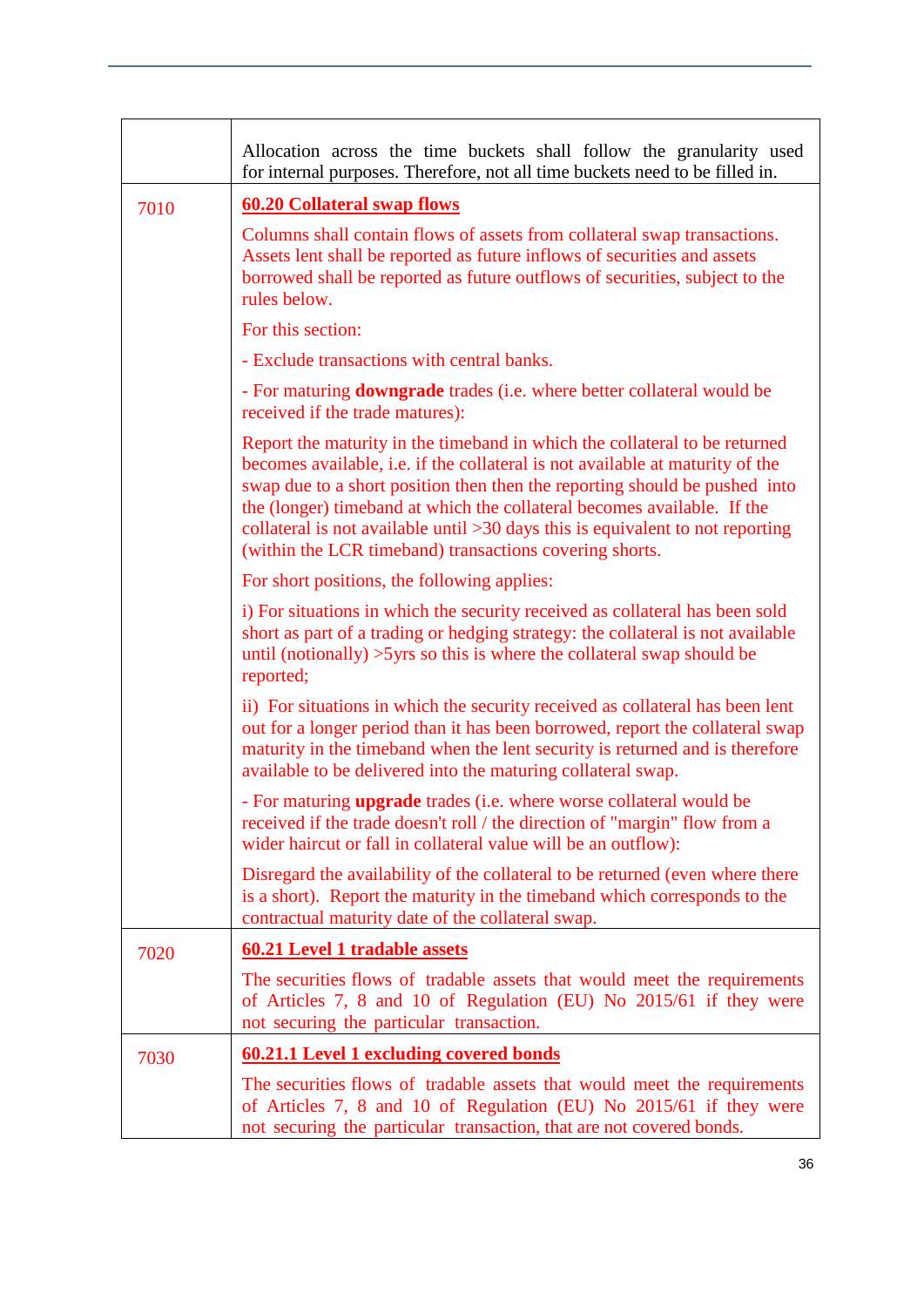| | |
|---|---|
| | Allocation across the time buckets shall follow the granularity used for internal purposes. Therefore, not all time buckets need to be filled in. |
| 7010 | **60.20 Collateral swap flows**<br><br>Columns shall contain flows of assets from collateral swap transactions. Assets lent shall be reported as future inflows of securities and assets borrowed shall be reported as future outflows of securities, subject to the rules below.<br><br>For this section:<br><br>- Exclude transactions with central banks.<br><br>- For maturing **downgrade** trades (i.e. where better collateral would be received if the trade matures):<br><br>Report the maturity in the timeband in which the collateral to be returned becomes available, i.e. if the collateral is not available at maturity of the swap due to a short position then then the reporting should be pushed into the (longer) timeband at which the collateral becomes available. If the collateral is not available until >30 days this is equivalent to not reporting (within the LCR timeband) transactions covering shorts.<br><br>For short positions, the following applies:<br><br>i) For situations in which the security received as collateral has been sold short as part of a trading or hedging strategy: the collateral is not available until (notionally) >5yrs so this is where the collateral swap should be reported;<br><br>ii) For situations in which the security received as collateral has been lent out for a longer period than it has been borrowed, report the collateral swap maturity in the timeband when the lent security is returned and is therefore available to be delivered into the maturing collateral swap.<br><br>- For maturing **upgrade** trades (i.e. where worse collateral would be received if the trade doesn't roll / the direction of "margin" flow from a wider haircut or fall in collateral value will be an outflow):<br><br>Disregard the availability of the collateral to be returned (even where there is a short). Report the maturity in the timeband which corresponds to the contractual maturity date of the collateral swap. |
| 7020 | **60.21 Level 1 tradable assets**<br><br>The securities flows of tradable assets that would meet the requirements of Articles 7, 8 and 10 of Regulation (EU) No 2015/61 if they were not securing the particular transaction. |
| 7030 | **60.21.1 Level 1 excluding covered bonds**<br><br>The securities flows of tradable assets that would meet the requirements of Articles 7, 8 and 10 of Regulation (EU) No 2015/61 if they were not securing the particular transaction, that are not covered bonds. |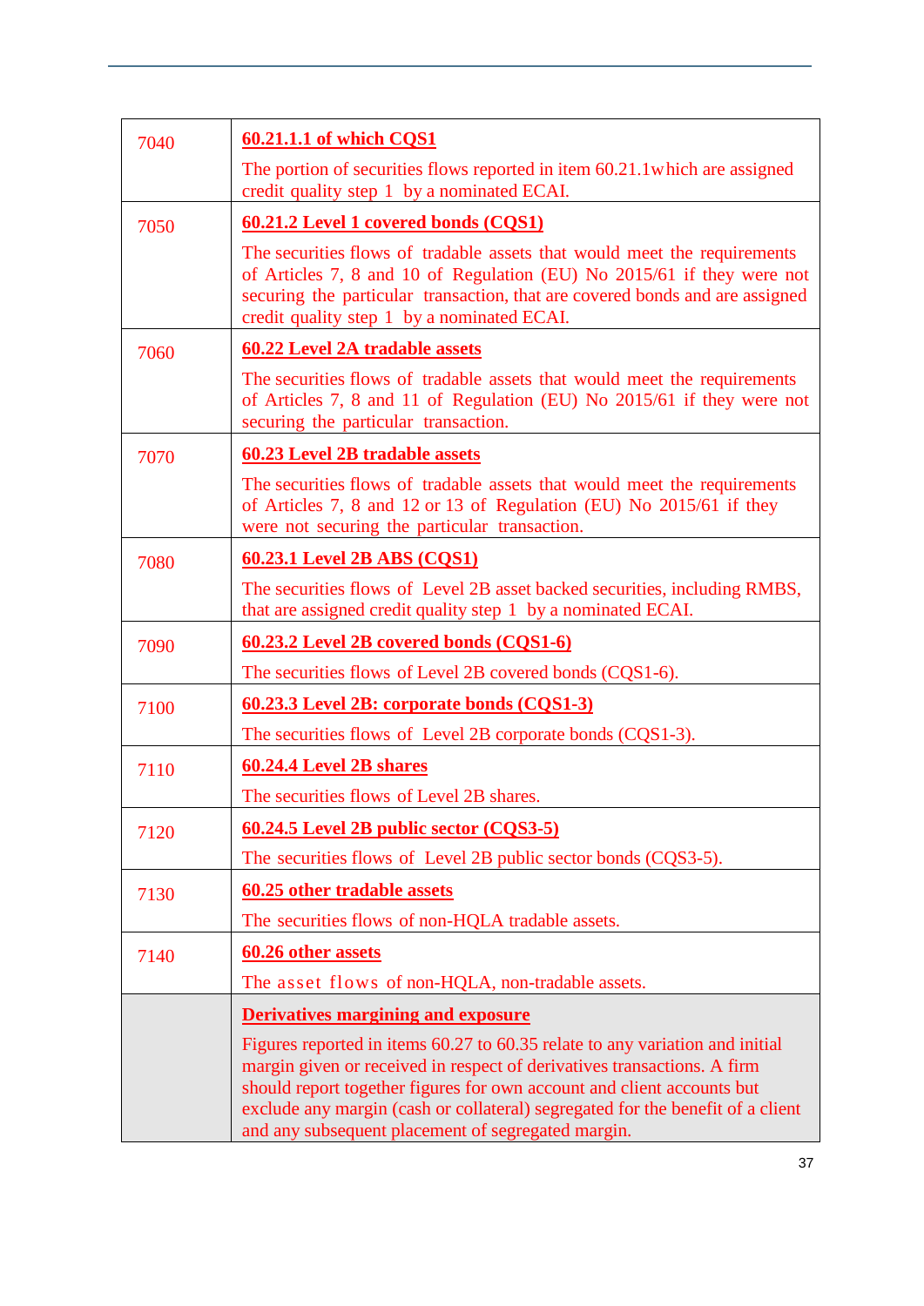| | |
|---|---|
| 7040 | **60.21.1.1 of which CQS1**<br><br>The portion of securities flows reported in item 60.21.1which are assigned credit quality step 1 by a nominated ECAI. |
| 7050 | **60.21.2 Level 1 covered bonds (CQS1)**<br><br>The securities flows of tradable assets that would meet the requirements of Articles 7, 8 and 10 of Regulation (EU) No 2015/61 if they were not securing the particular transaction, that are covered bonds and are assigned credit quality step 1 by a nominated ECAI. |
| 7060 | **60.22 Level 2A tradable assets**<br><br>The securities flows of tradable assets that would meet the requirements of Articles 7, 8 and 11 of Regulation (EU) No 2015/61 if they were not securing the particular transaction. |
| 7070 | **60.23 Level 2B tradable assets**<br><br>The securities flows of tradable assets that would meet the requirements of Articles 7, 8 and 12 or 13 of Regulation (EU) No 2015/61 if they were not securing the particular transaction. |
| 7080 | **60.23.1 Level 2B ABS (CQS1)**<br><br>The securities flows of Level 2B asset backed securities, including RMBS, that are assigned credit quality step 1 by a nominated ECAI. |
| 7090 | **60.23.2 Level 2B covered bonds (CQS1-6)**<br><br>The securities flows of Level 2B covered bonds (CQS1-6). |
| 7100 | **60.23.3 Level 2B: corporate bonds (CQS1-3)**<br><br>The securities flows of Level 2B corporate bonds (CQS1-3). |
| 7110 | **60.24.4 Level 2B shares**<br><br>The securities flows of Level 2B shares. |
| 7120 | **60.24.5 Level 2B public sector (CQS3-5)**<br><br>The securities flows of Level 2B public sector bonds (CQS3-5). |
| 7130 | **60.25 other tradable assets**<br><br>The securities flows of non-HQLA tradable assets. |
| 7140 | **60.26 other assets**<br><br>The asset flows of non-HQLA, non-tradable assets. |
| | **Derivatives margining and exposure**<br><br>Figures reported in items 60.27 to 60.35 relate to any variation and initial margin given or received in respect of derivatives transactions. A firm should report together figures for own account and client accounts but exclude any margin (cash or collateral) segregated for the benefit of a client and any subsequent placement of segregated margin. |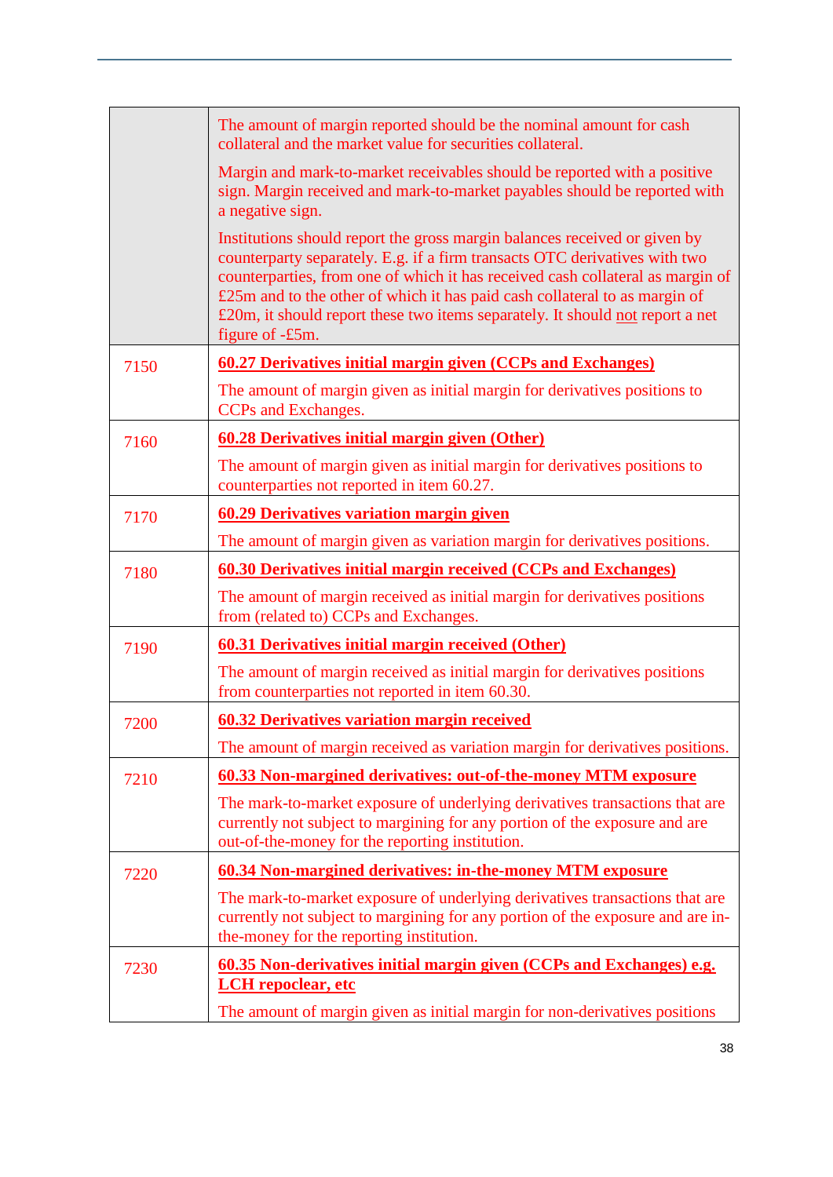| | |
|---|---|
| | The amount of margin reported should be the nominal amount for cash collateral and the market value for securities collateral.<br><br>Margin and mark-to-market receivables should be reported with a positive sign. Margin received and mark-to-market payables should be reported with a negative sign.<br><br>Institutions should report the gross margin balances received or given by counterparty separately. E.g. if a firm transacts OTC derivatives with two counterparties, from one of which it has received cash collateral as margin of £25m and to the other of which it has paid cash collateral to as margin of £20m, it should report these two items separately. It should <u>not</u> report a net figure of -£5m. |
| 7150 | <u>**60.27 Derivatives initial margin given (CCPs and Exchanges)**</u><br><br>The amount of margin given as initial margin for derivatives positions to CCPs and Exchanges. |
| 7160 | <u>**60.28 Derivatives initial margin given (Other)**</u><br><br>The amount of margin given as initial margin for derivatives positions to counterparties not reported in item 60.27. |
| 7170 | <u>**60.29 Derivatives variation margin given**</u><br><br>The amount of margin given as variation margin for derivatives positions. |
| 7180 | <u>**60.30 Derivatives initial margin received (CCPs and Exchanges)**</u><br><br>The amount of margin received as initial margin for derivatives positions from (related to) CCPs and Exchanges. |
| 7190 | <u>**60.31 Derivatives initial margin received (Other)**</u><br><br>The amount of margin received as initial margin for derivatives positions from counterparties not reported in item 60.30. |
| 7200 | <u>**60.32 Derivatives variation margin received**</u><br><br>The amount of margin received as variation margin for derivatives positions. |
| 7210 | <u>**60.33 Non-margined derivatives: out-of-the-money MTM exposure**</u><br><br>The mark-to-market exposure of underlying derivatives transactions that are currently not subject to margining for any portion of the exposure and are out-of-the-money for the reporting institution. |
| 7220 | <u>**60.34 Non-margined derivatives: in-the-money MTM exposure**</u><br><br>The mark-to-market exposure of underlying derivatives transactions that are currently not subject to margining for any portion of the exposure and are in-the-money for the reporting institution. |
| 7230 | <u>**60.35 Non-derivatives initial margin given (CCPs and Exchanges) e.g. LCH repoclear, etc**</u><br><br>The amount of margin given as initial margin for non-derivatives positions |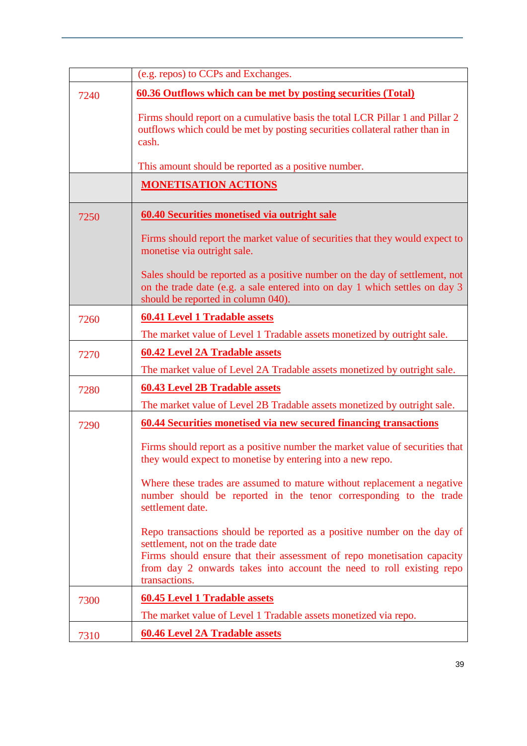| | |
|---|---|
| | (e.g. repos) to CCPs and Exchanges. |
| 7240 | **60.36 Outflows which can be met by posting securities (Total)**<br><br>Firms should report on a cumulative basis the total LCR Pillar 1 and Pillar 2 outflows which could be met by posting securities collateral rather than in cash.<br><br>This amount should be reported as a positive number. |
| | **MONETISATION ACTIONS** |
| 7250 | **60.40 Securities monetised via outright sale**<br><br>Firms should report the market value of securities that they would expect to monetise via outright sale.<br><br>Sales should be reported as a positive number on the day of settlement, not on the trade date (e.g. a sale entered into on day 1 which settles on day 3 should be reported in column 040). |
| 7260 | **60.41 Level 1 Tradable assets**<br><br>The market value of Level 1 Tradable assets monetized by outright sale. |
| 7270 | **60.42 Level 2A Tradable assets**<br><br>The market value of Level 2A Tradable assets monetized by outright sale. |
| 7280 | **60.43 Level 2B Tradable assets**<br><br>The market value of Level 2B Tradable assets monetized by outright sale. |
| 7290 | **60.44 Securities monetised via new secured financing transactions**<br><br>Firms should report as a positive number the market value of securities that they would expect to monetise by entering into a new repo.<br><br>Where these trades are assumed to mature without replacement a negative number should be reported in the tenor corresponding to the trade settlement date.<br><br>Repo transactions should be reported as a positive number on the day of settlement, not on the trade date<br>Firms should ensure that their assessment of repo monetisation capacity from day 2 onwards takes into account the need to roll existing repo transactions. |
| 7300 | **60.45 Level 1 Tradable assets**<br><br>The market value of Level 1 Tradable assets monetized via repo. |
| 7310 | **60.46 Level 2A Tradable assets** |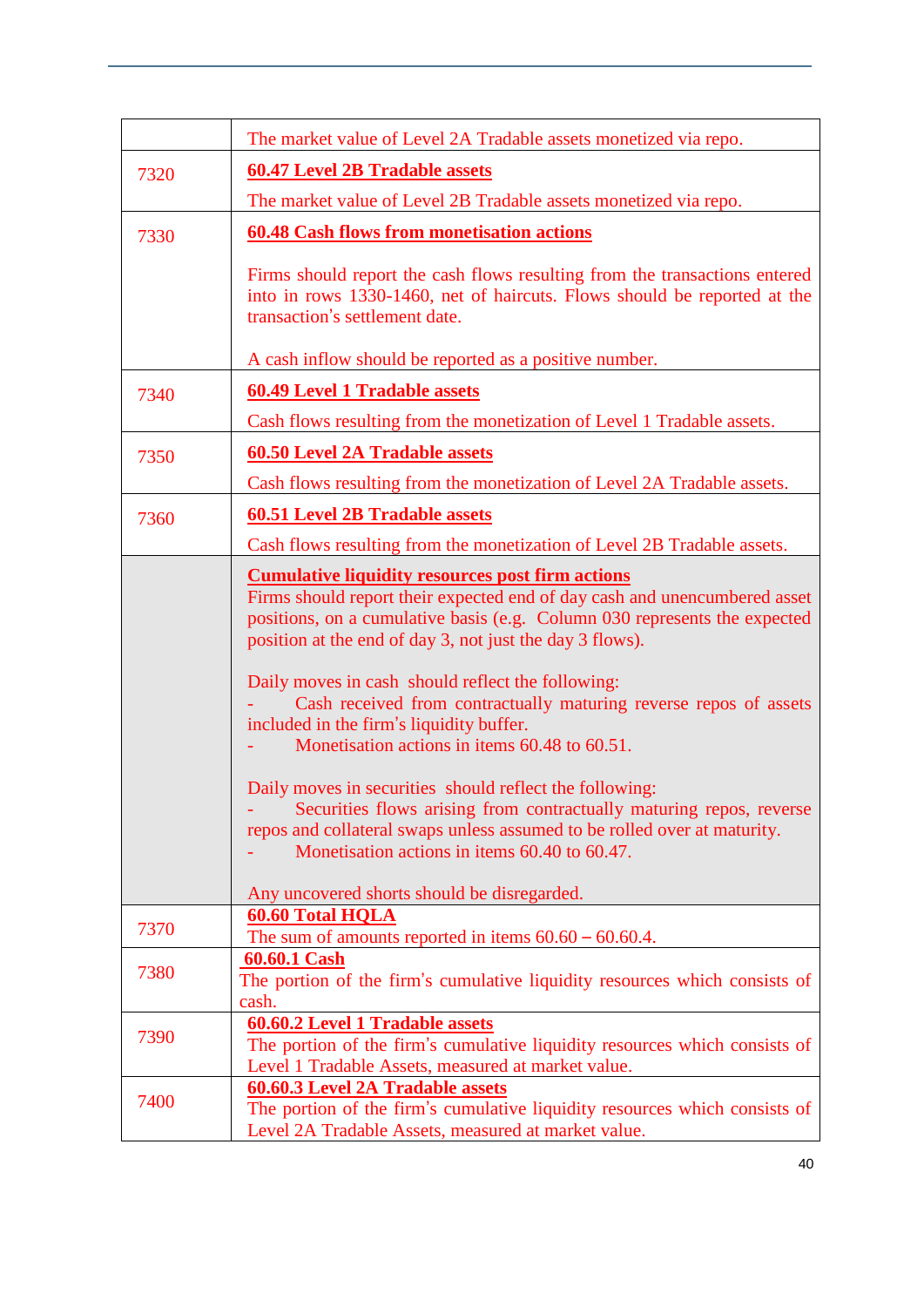| | |
|---|---|
| | The market value of Level 2A Tradable assets monetized via repo. |
| 7320 | **60.47 Level 2B Tradable assets**<br><br>The market value of Level 2B Tradable assets monetized via repo. |
| 7330 | **60.48 Cash flows from monetisation actions**<br><br>Firms should report the cash flows resulting from the transactions entered into in rows 1330-1460, net of haircuts. Flows should be reported at the transaction's settlement date.<br><br>A cash inflow should be reported as a positive number. |
| 7340 | **60.49 Level 1 Tradable assets**<br><br>Cash flows resulting from the monetization of Level 1 Tradable assets. |
| 7350 | **60.50 Level 2A Tradable assets**<br><br>Cash flows resulting from the monetization of Level 2A Tradable assets. |
| 7360 | **60.51 Level 2B Tradable assets**<br><br>Cash flows resulting from the monetization of Level 2B Tradable assets. |
| | **Cumulative liquidity resources post firm actions**<br>Firms should report their expected end of day cash and unencumbered asset positions, on a cumulative basis (e.g. Column 030 represents the expected position at the end of day 3, not just the day 3 flows).<br><br>Daily moves in cash should reflect the following:<br>- Cash received from contractually maturing reverse repos of assets included in the firm's liquidity buffer.<br>- Monetisation actions in items 60.48 to 60.51.<br><br>Daily moves in securities should reflect the following:<br>- Securities flows arising from contractually maturing repos, reverse repos and collateral swaps unless assumed to be rolled over at maturity.<br>- Monetisation actions in items 60.40 to 60.47.<br><br>Any uncovered shorts should be disregarded. |
| 7370 | **60.60 Total HQLA**<br>The sum of amounts reported in items 60.60 – 60.60.4. |
| 7380 | **60.60.1 Cash**<br>The portion of the firm's cumulative liquidity resources which consists of cash. |
| 7390 | **60.60.2 Level 1 Tradable assets**<br>The portion of the firm's cumulative liquidity resources which consists of Level 1 Tradable Assets, measured at market value. |
| 7400 | **60.60.3 Level 2A Tradable assets**<br>The portion of the firm's cumulative liquidity resources which consists of Level 2A Tradable Assets, measured at market value. |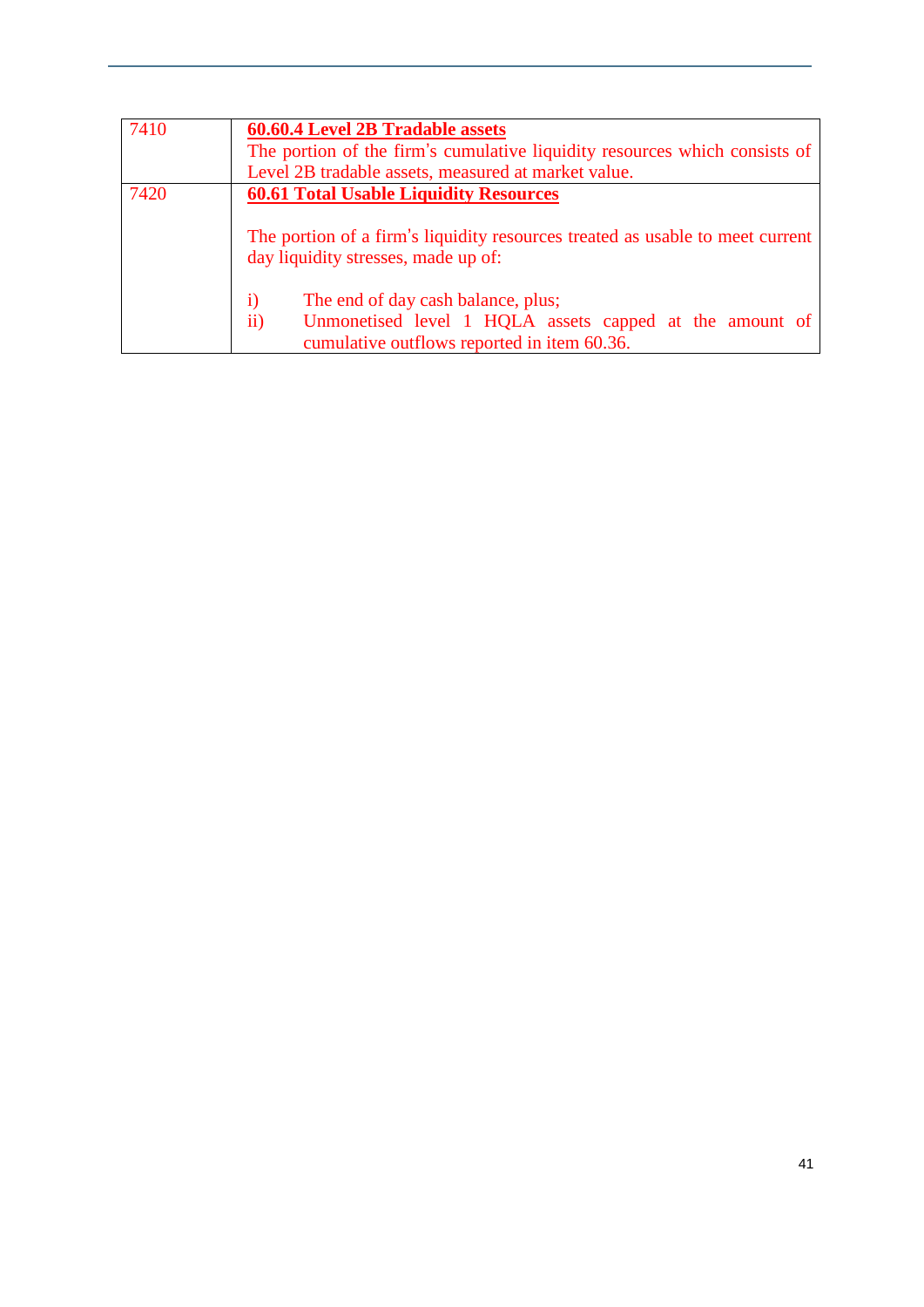| | |
|---|---|
| 7410 | **<u>60.60.4 Level 2B Tradable assets</u>**<br>The portion of the firm's cumulative liquidity resources which consists of Level 2B tradable assets, measured at market value. |
| 7420 | **<u>60.61 Total Usable Liquidity Resources</u>**<br><br>The portion of a firm's liquidity resources treated as usable to meet current day liquidity stresses, made up of:<br><br>i) The end of day cash balance, plus;<br>ii) Unmonetised level 1 HQLA assets capped at the amount of cumulative outflows reported in item 60.36. |